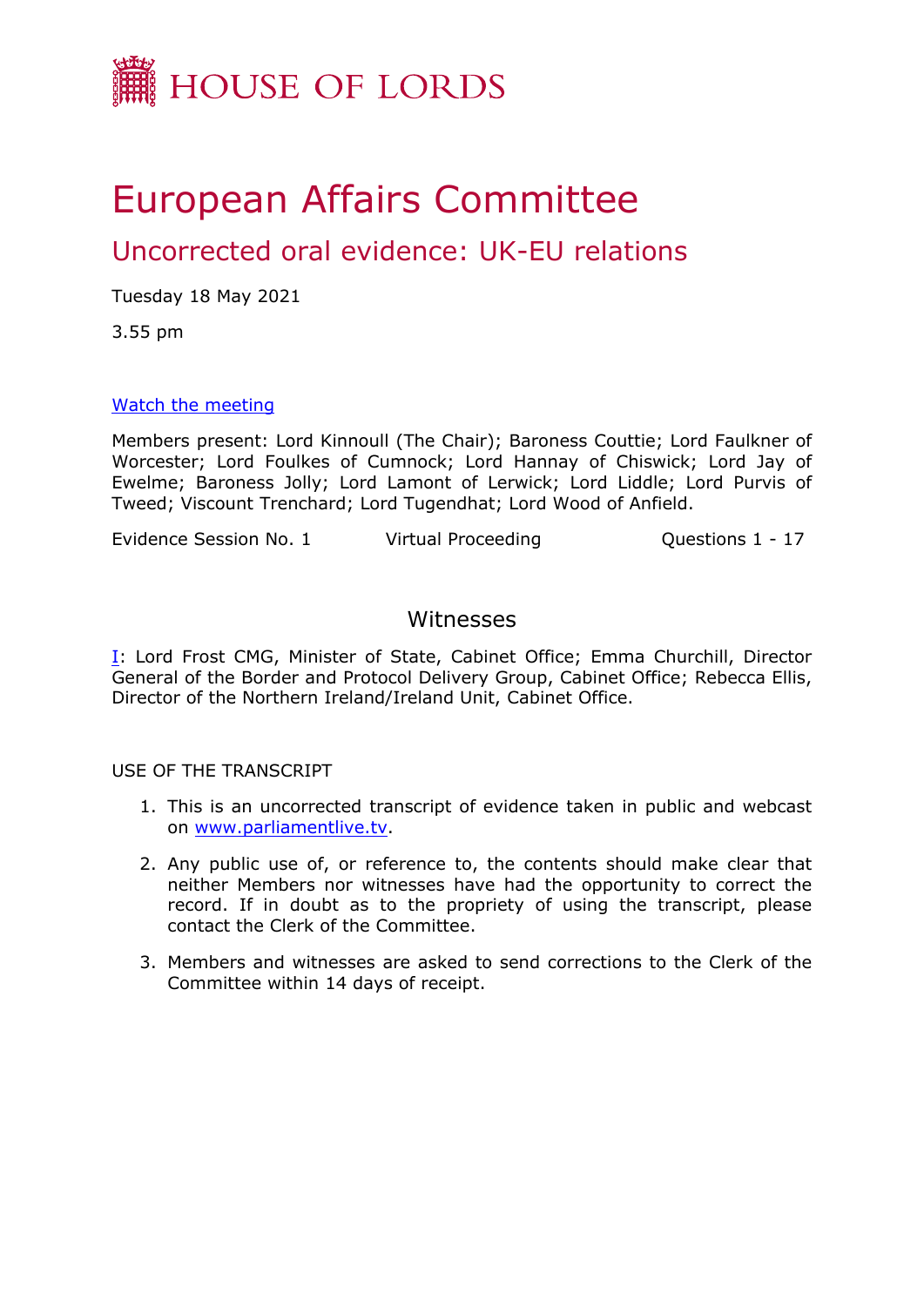HOUSE OF LORDS

# European Affairs Committee

## Uncorrected oral evidence: UK-EU relations

Tuesday 18 May 2021

3.55 pm

[Watch the meeting](#)

Members present: Lord Kinnoull (The Chair); Baroness Couttie; Lord Faulkner of Worcester; Lord Foulkes of Cumnock; Lord Hannay of Chiswick; Lord Jay of Ewelme; Baroness Jolly; Lord Lamont of Lerwick; Lord Liddle; Lord Purvis of Tweed; Viscount Trenchard; Lord Tugendhat; Lord Wood of Anfield.

Evidence Session No. 1 | Virtual Proceeding | Questions 1 - 17

### Witnesses

I: Lord Frost CMG, Minister of State, Cabinet Office; Emma Churchill, Director General of the Border and Protocol Delivery Group, Cabinet Office; Rebecca Ellis, Director of the Northern Ireland/Ireland Unit, Cabinet Office.

USE OF THE TRANSCRIPT

1. This is an uncorrected transcript of evidence taken in public and webcast on www.parliamentlive.tv.
2. Any public use of, or reference to, the contents should make clear that neither Members nor witnesses have had the opportunity to correct the record. If in doubt as to the propriety of using the transcript, please contact the Clerk of the Committee.
3. Members and witnesses are asked to send corrections to the Clerk of the Committee within 14 days of receipt.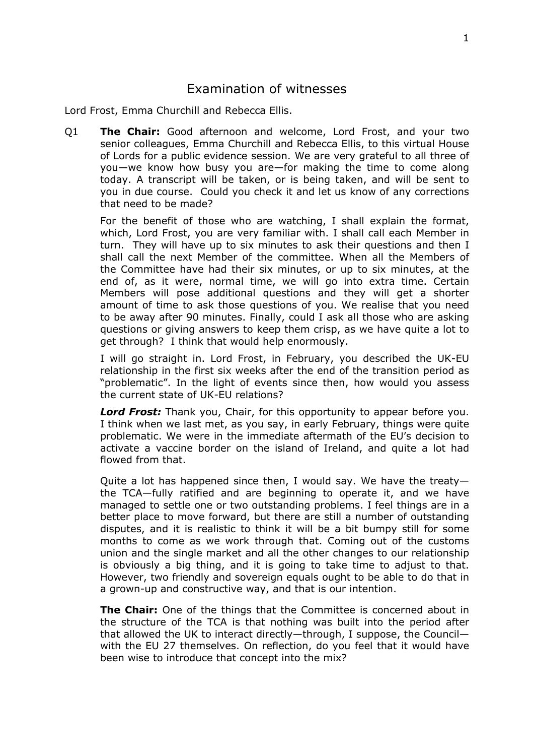# Examination of witnesses

Lord Frost, Emma Churchill and Rebecca Ellis.

Q1 **The Chair:** Good afternoon and welcome, Lord Frost, and your two senior colleagues, Emma Churchill and Rebecca Ellis, to this virtual House of Lords for a public evidence session. We are very grateful to all three of you—we know how busy you are—for making the time to come along today. A transcript will be taken, or is being taken, and will be sent to you in due course. Could you check it and let us know of any corrections that need to be made?

For the benefit of those who are watching, I shall explain the format, which, Lord Frost, you are very familiar with. I shall call each Member in turn. They will have up to six minutes to ask their questions and then I shall call the next Member of the committee. When all the Members of the Committee have had their six minutes, or up to six minutes, at the end of, as it were, normal time, we will go into extra time. Certain Members will pose additional questions and they will get a shorter amount of time to ask those questions of you. We realise that you need to be away after 90 minutes. Finally, could I ask all those who are asking questions or giving answers to keep them crisp, as we have quite a lot to get through? I think that would help enormously.

I will go straight in. Lord Frost, in February, you described the UK-EU relationship in the first six weeks after the end of the transition period as "problematic". In the light of events since then, how would you assess the current state of UK-EU relations?

***Lord Frost:*** Thank you, Chair, for this opportunity to appear before you. I think when we last met, as you say, in early February, things were quite problematic. We were in the immediate aftermath of the EU's decision to activate a vaccine border on the island of Ireland, and quite a lot had flowed from that.

Quite a lot has happened since then, I would say. We have the treaty—the TCA—fully ratified and are beginning to operate it, and we have managed to settle one or two outstanding problems. I feel things are in a better place to move forward, but there are still a number of outstanding disputes, and it is realistic to think it will be a bit bumpy still for some months to come as we work through that. Coming out of the customs union and the single market and all the other changes to our relationship is obviously a big thing, and it is going to take time to adjust to that. However, two friendly and sovereign equals ought to be able to do that in a grown-up and constructive way, and that is our intention.

**The Chair:** One of the things that the Committee is concerned about in the structure of the TCA is that nothing was built into the period after that allowed the UK to interact directly—through, I suppose, the Council—with the EU 27 themselves. On reflection, do you feel that it would have been wise to introduce that concept into the mix?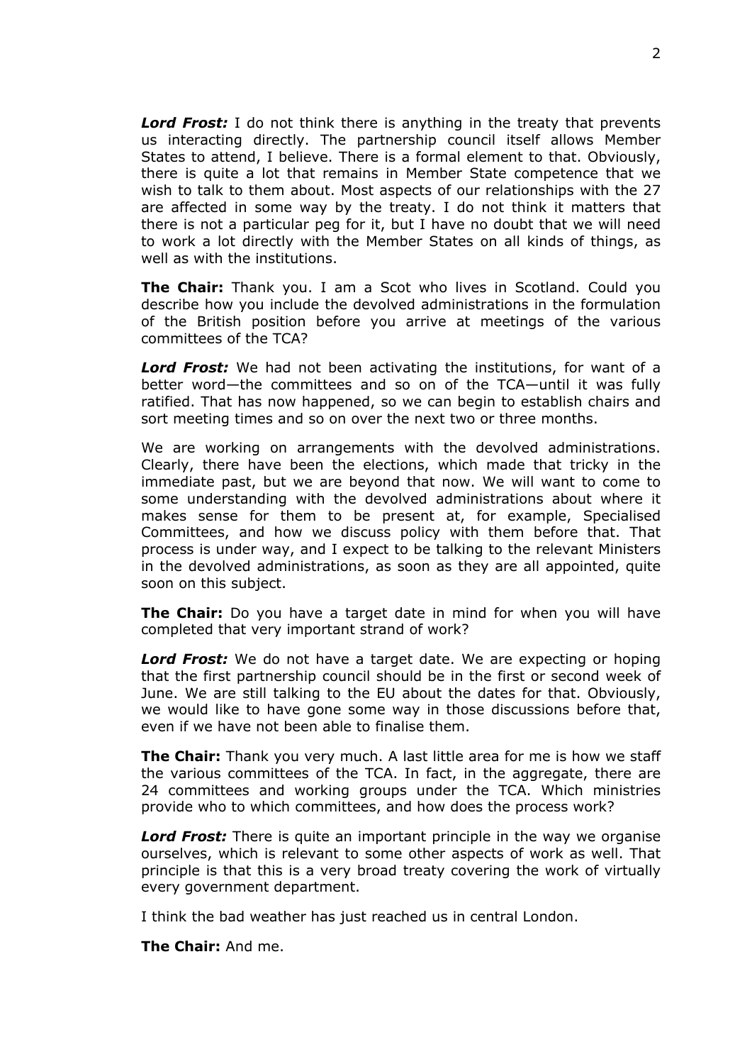***Lord Frost:*** I do not think there is anything in the treaty that prevents us interacting directly. The partnership council itself allows Member States to attend, I believe. There is a formal element to that. Obviously, there is quite a lot that remains in Member State competence that we wish to talk to them about. Most aspects of our relationships with the 27 are affected in some way by the treaty. I do not think it matters that there is not a particular peg for it, but I have no doubt that we will need to work a lot directly with the Member States on all kinds of things, as well as with the institutions.

**The Chair:** Thank you. I am a Scot who lives in Scotland. Could you describe how you include the devolved administrations in the formulation of the British position before you arrive at meetings of the various committees of the TCA?

***Lord Frost:*** We had not been activating the institutions, for want of a better word—the committees and so on of the TCA—until it was fully ratified. That has now happened, so we can begin to establish chairs and sort meeting times and so on over the next two or three months.

We are working on arrangements with the devolved administrations. Clearly, there have been the elections, which made that tricky in the immediate past, but we are beyond that now. We will want to come to some understanding with the devolved administrations about where it makes sense for them to be present at, for example, Specialised Committees, and how we discuss policy with them before that. That process is under way, and I expect to be talking to the relevant Ministers in the devolved administrations, as soon as they are all appointed, quite soon on this subject.

**The Chair:** Do you have a target date in mind for when you will have completed that very important strand of work?

***Lord Frost:*** We do not have a target date. We are expecting or hoping that the first partnership council should be in the first or second week of June. We are still talking to the EU about the dates for that. Obviously, we would like to have gone some way in those discussions before that, even if we have not been able to finalise them.

**The Chair:** Thank you very much. A last little area for me is how we staff the various committees of the TCA. In fact, in the aggregate, there are 24 committees and working groups under the TCA. Which ministries provide who to which committees, and how does the process work?

***Lord Frost:*** There is quite an important principle in the way we organise ourselves, which is relevant to some other aspects of work as well. That principle is that this is a very broad treaty covering the work of virtually every government department.

I think the bad weather has just reached us in central London.

**The Chair:** And me.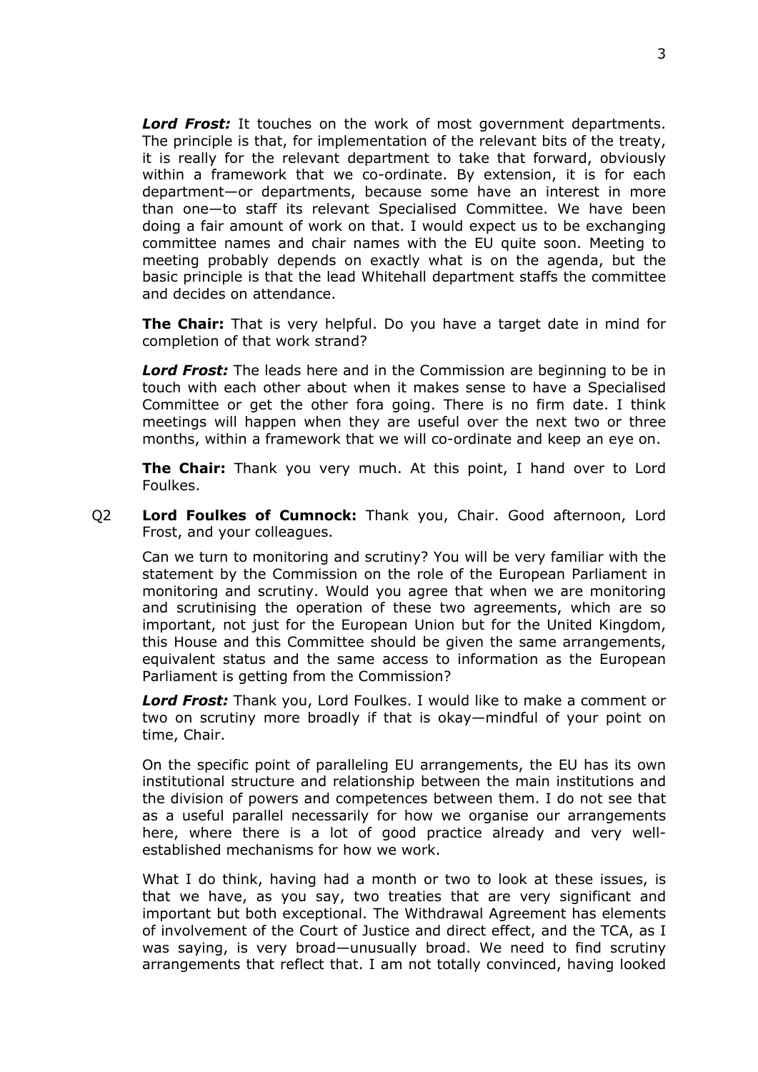***Lord Frost:*** It touches on the work of most government departments. The principle is that, for implementation of the relevant bits of the treaty, it is really for the relevant department to take that forward, obviously within a framework that we co-ordinate. By extension, it is for each department—or departments, because some have an interest in more than one—to staff its relevant Specialised Committee. We have been doing a fair amount of work on that. I would expect us to be exchanging committee names and chair names with the EU quite soon. Meeting to meeting probably depends on exactly what is on the agenda, but the basic principle is that the lead Whitehall department staffs the committee and decides on attendance.

**The Chair:** That is very helpful. Do you have a target date in mind for completion of that work strand?

***Lord Frost:*** The leads here and in the Commission are beginning to be in touch with each other about when it makes sense to have a Specialised Committee or get the other fora going. There is no firm date. I think meetings will happen when they are useful over the next two or three months, within a framework that we will co-ordinate and keep an eye on.

**The Chair:** Thank you very much. At this point, I hand over to Lord Foulkes.

Q2 **Lord Foulkes of Cumnock:** Thank you, Chair. Good afternoon, Lord Frost, and your colleagues.

Can we turn to monitoring and scrutiny? You will be very familiar with the statement by the Commission on the role of the European Parliament in monitoring and scrutiny. Would you agree that when we are monitoring and scrutinising the operation of these two agreements, which are so important, not just for the European Union but for the United Kingdom, this House and this Committee should be given the same arrangements, equivalent status and the same access to information as the European Parliament is getting from the Commission?

***Lord Frost:*** Thank you, Lord Foulkes. I would like to make a comment or two on scrutiny more broadly if that is okay—mindful of your point on time, Chair.

On the specific point of paralleling EU arrangements, the EU has its own institutional structure and relationship between the main institutions and the division of powers and competences between them. I do not see that as a useful parallel necessarily for how we organise our arrangements here, where there is a lot of good practice already and very well-established mechanisms for how we work.

What I do think, having had a month or two to look at these issues, is that we have, as you say, two treaties that are very significant and important but both exceptional. The Withdrawal Agreement has elements of involvement of the Court of Justice and direct effect, and the TCA, as I was saying, is very broad—unusually broad. We need to find scrutiny arrangements that reflect that. I am not totally convinced, having looked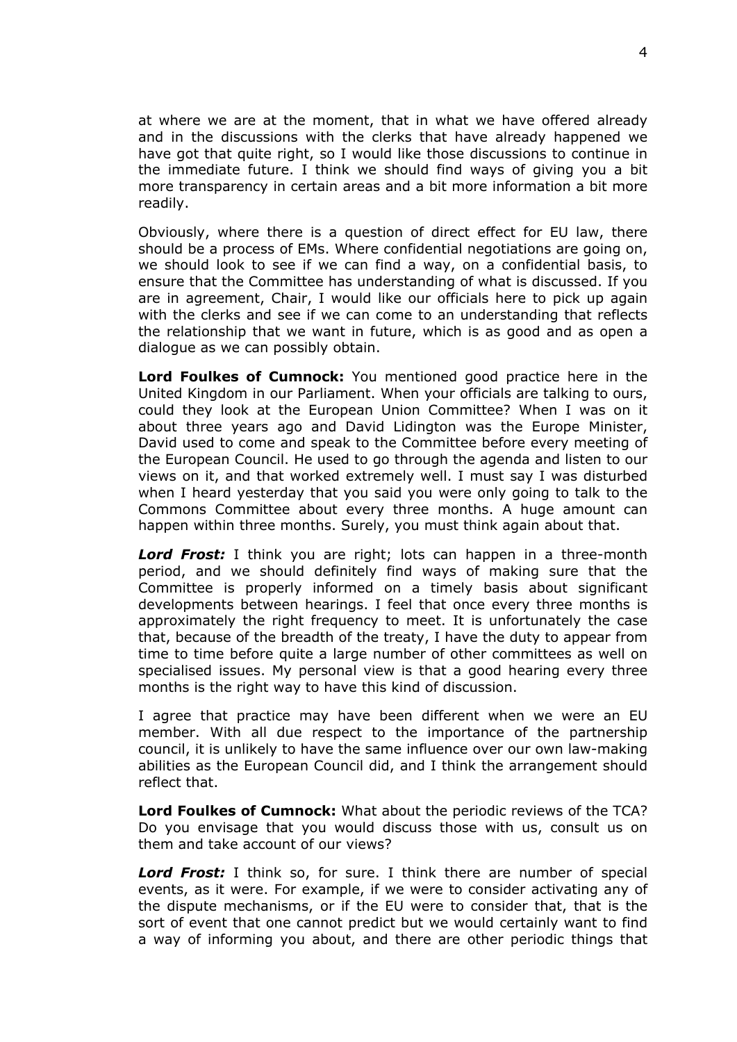at where we are at the moment, that in what we have offered already and in the discussions with the clerks that have already happened we have got that quite right, so I would like those discussions to continue in the immediate future. I think we should find ways of giving you a bit more transparency in certain areas and a bit more information a bit more readily.

Obviously, where there is a question of direct effect for EU law, there should be a process of EMs. Where confidential negotiations are going on, we should look to see if we can find a way, on a confidential basis, to ensure that the Committee has understanding of what is discussed. If you are in agreement, Chair, I would like our officials here to pick up again with the clerks and see if we can come to an understanding that reflects the relationship that we want in future, which is as good and as open a dialogue as we can possibly obtain.

**Lord Foulkes of Cumnock:** You mentioned good practice here in the United Kingdom in our Parliament. When your officials are talking to ours, could they look at the European Union Committee? When I was on it about three years ago and David Lidington was the Europe Minister, David used to come and speak to the Committee before every meeting of the European Council. He used to go through the agenda and listen to our views on it, and that worked extremely well. I must say I was disturbed when I heard yesterday that you said you were only going to talk to the Commons Committee about every three months. A huge amount can happen within three months. Surely, you must think again about that.

***Lord Frost:*** I think you are right; lots can happen in a three-month period, and we should definitely find ways of making sure that the Committee is properly informed on a timely basis about significant developments between hearings. I feel that once every three months is approximately the right frequency to meet. It is unfortunately the case that, because of the breadth of the treaty, I have the duty to appear from time to time before quite a large number of other committees as well on specialised issues. My personal view is that a good hearing every three months is the right way to have this kind of discussion.

I agree that practice may have been different when we were an EU member. With all due respect to the importance of the partnership council, it is unlikely to have the same influence over our own law-making abilities as the European Council did, and I think the arrangement should reflect that.

**Lord Foulkes of Cumnock:** What about the periodic reviews of the TCA? Do you envisage that you would discuss those with us, consult us on them and take account of our views?

***Lord Frost:*** I think so, for sure. I think there are number of special events, as it were. For example, if we were to consider activating any of the dispute mechanisms, or if the EU were to consider that, that is the sort of event that one cannot predict but we would certainly want to find a way of informing you about, and there are other periodic things that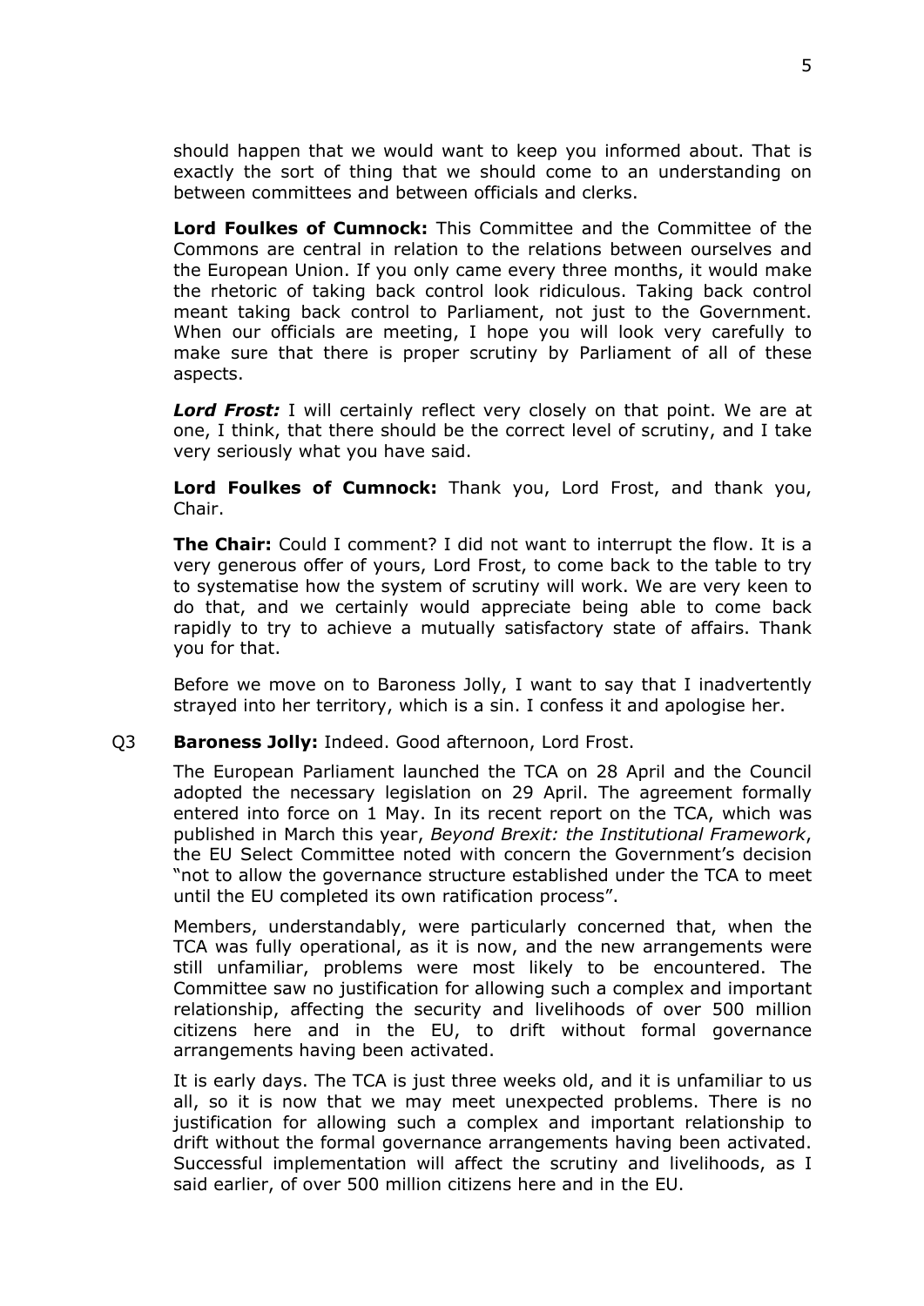should happen that we would want to keep you informed about. That is exactly the sort of thing that we should come to an understanding on between committees and between officials and clerks.

**Lord Foulkes of Cumnock:** This Committee and the Committee of the Commons are central in relation to the relations between ourselves and the European Union. If you only came every three months, it would make the rhetoric of taking back control look ridiculous. Taking back control meant taking back control to Parliament, not just to the Government. When our officials are meeting, I hope you will look very carefully to make sure that there is proper scrutiny by Parliament of all of these aspects.

***Lord Frost:*** I will certainly reflect very closely on that point. We are at one, I think, that there should be the correct level of scrutiny, and I take very seriously what you have said.

**Lord Foulkes of Cumnock:** Thank you, Lord Frost, and thank you, Chair.

**The Chair:** Could I comment? I did not want to interrupt the flow. It is a very generous offer of yours, Lord Frost, to come back to the table to try to systematise how the system of scrutiny will work. We are very keen to do that, and we certainly would appreciate being able to come back rapidly to try to achieve a mutually satisfactory state of affairs. Thank you for that.

Before we move on to Baroness Jolly, I want to say that I inadvertently strayed into her territory, which is a sin. I confess it and apologise her.

Q3 **Baroness Jolly:** Indeed. Good afternoon, Lord Frost.

The European Parliament launched the TCA on 28 April and the Council adopted the necessary legislation on 29 April. The agreement formally entered into force on 1 May. In its recent report on the TCA, which was published in March this year, *Beyond Brexit: the Institutional Framework*, the EU Select Committee noted with concern the Government's decision "not to allow the governance structure established under the TCA to meet until the EU completed its own ratification process".

Members, understandably, were particularly concerned that, when the TCA was fully operational, as it is now, and the new arrangements were still unfamiliar, problems were most likely to be encountered. The Committee saw no justification for allowing such a complex and important relationship, affecting the security and livelihoods of over 500 million citizens here and in the EU, to drift without formal governance arrangements having been activated.

It is early days. The TCA is just three weeks old, and it is unfamiliar to us all, so it is now that we may meet unexpected problems. There is no justification for allowing such a complex and important relationship to drift without the formal governance arrangements having been activated. Successful implementation will affect the scrutiny and livelihoods, as I said earlier, of over 500 million citizens here and in the EU.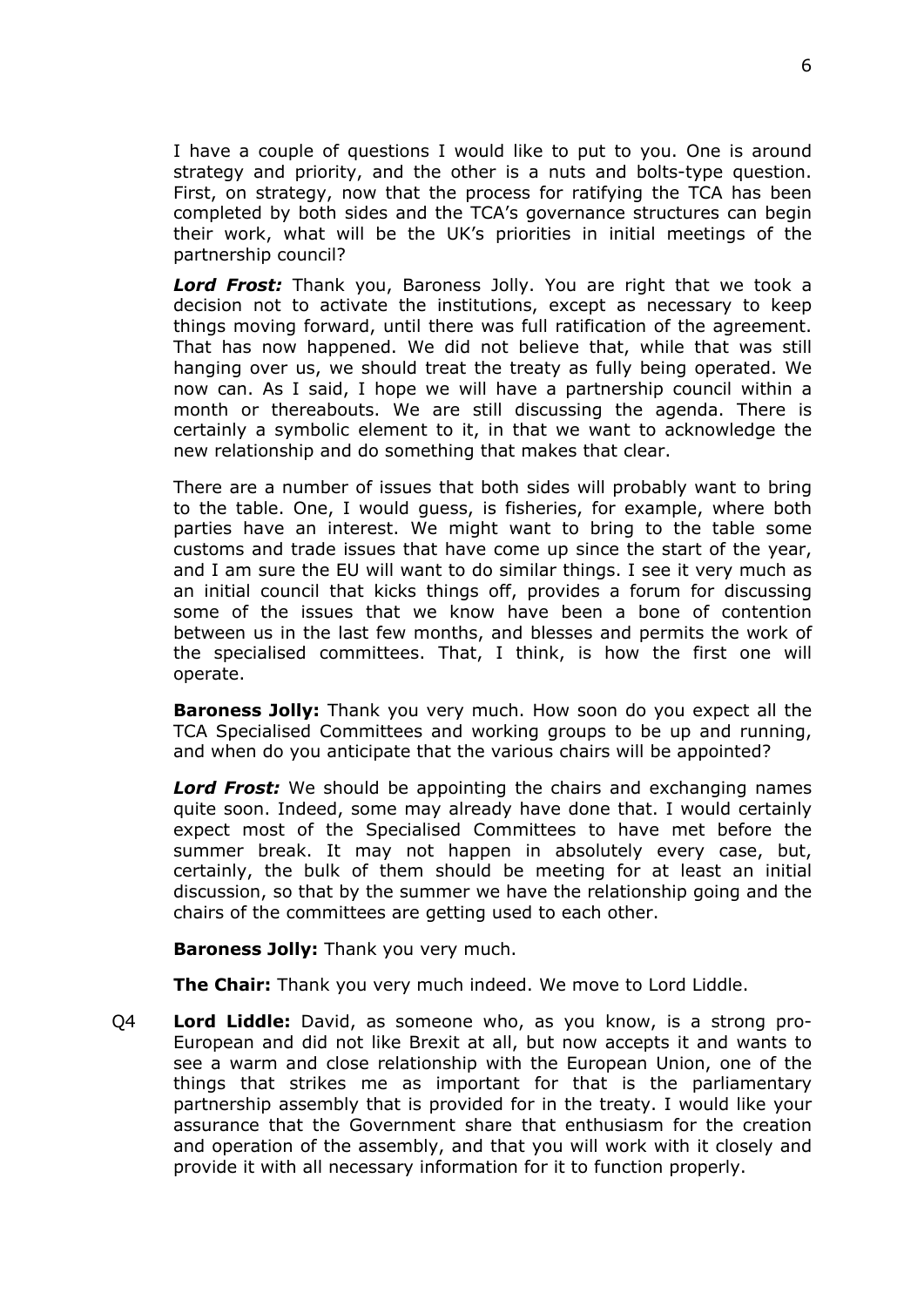I have a couple of questions I would like to put to you. One is around strategy and priority, and the other is a nuts and bolts-type question. First, on strategy, now that the process for ratifying the TCA has been completed by both sides and the TCA's governance structures can begin their work, what will be the UK's priorities in initial meetings of the partnership council?

***Lord Frost:*** Thank you, Baroness Jolly. You are right that we took a decision not to activate the institutions, except as necessary to keep things moving forward, until there was full ratification of the agreement. That has now happened. We did not believe that, while that was still hanging over us, we should treat the treaty as fully being operated. We now can. As I said, I hope we will have a partnership council within a month or thereabouts. We are still discussing the agenda. There is certainly a symbolic element to it, in that we want to acknowledge the new relationship and do something that makes that clear.

There are a number of issues that both sides will probably want to bring to the table. One, I would guess, is fisheries, for example, where both parties have an interest. We might want to bring to the table some customs and trade issues that have come up since the start of the year, and I am sure the EU will want to do similar things. I see it very much as an initial council that kicks things off, provides a forum for discussing some of the issues that we know have been a bone of contention between us in the last few months, and blesses and permits the work of the specialised committees. That, I think, is how the first one will operate.

**Baroness Jolly:** Thank you very much. How soon do you expect all the TCA Specialised Committees and working groups to be up and running, and when do you anticipate that the various chairs will be appointed?

***Lord Frost:*** We should be appointing the chairs and exchanging names quite soon. Indeed, some may already have done that. I would certainly expect most of the Specialised Committees to have met before the summer break. It may not happen in absolutely every case, but, certainly, the bulk of them should be meeting for at least an initial discussion, so that by the summer we have the relationship going and the chairs of the committees are getting used to each other.

**Baroness Jolly:** Thank you very much.

**The Chair:** Thank you very much indeed. We move to Lord Liddle.

Q4 **Lord Liddle:** David, as someone who, as you know, is a strong pro-European and did not like Brexit at all, but now accepts it and wants to see a warm and close relationship with the European Union, one of the things that strikes me as important for that is the parliamentary partnership assembly that is provided for in the treaty. I would like your assurance that the Government share that enthusiasm for the creation and operation of the assembly, and that you will work with it closely and provide it with all necessary information for it to function properly.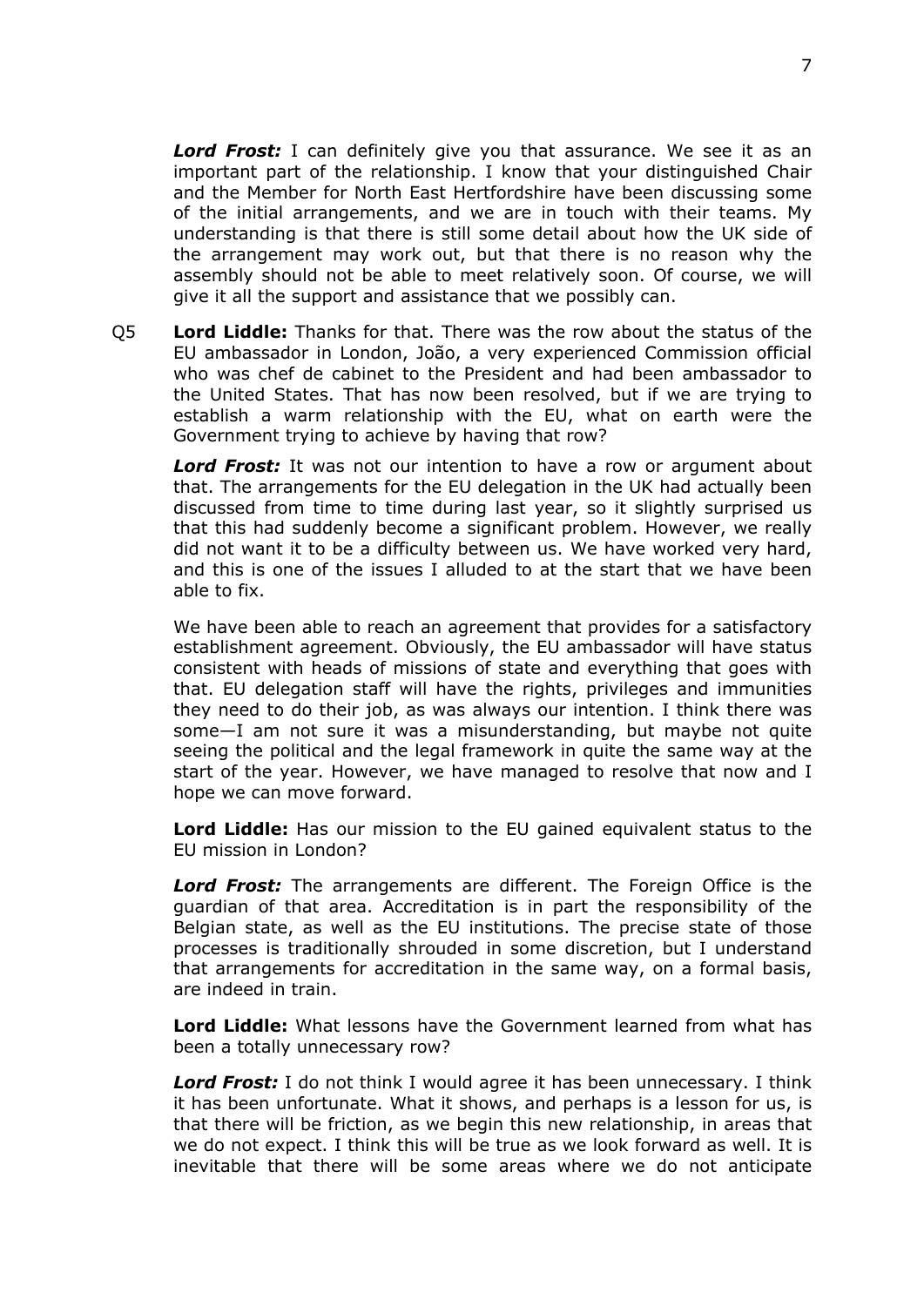***Lord Frost:*** I can definitely give you that assurance. We see it as an important part of the relationship. I know that your distinguished Chair and the Member for North East Hertfordshire have been discussing some of the initial arrangements, and we are in touch with their teams. My understanding is that there is still some detail about how the UK side of the arrangement may work out, but that there is no reason why the assembly should not be able to meet relatively soon. Of course, we will give it all the support and assistance that we possibly can.

Q5 **Lord Liddle:** Thanks for that. There was the row about the status of the EU ambassador in London, João, a very experienced Commission official who was chef de cabinet to the President and had been ambassador to the United States. That has now been resolved, but if we are trying to establish a warm relationship with the EU, what on earth were the Government trying to achieve by having that row?

***Lord Frost:*** It was not our intention to have a row or argument about that. The arrangements for the EU delegation in the UK had actually been discussed from time to time during last year, so it slightly surprised us that this had suddenly become a significant problem. However, we really did not want it to be a difficulty between us. We have worked very hard, and this is one of the issues I alluded to at the start that we have been able to fix.

We have been able to reach an agreement that provides for a satisfactory establishment agreement. Obviously, the EU ambassador will have status consistent with heads of missions of state and everything that goes with that. EU delegation staff will have the rights, privileges and immunities they need to do their job, as was always our intention. I think there was some—I am not sure it was a misunderstanding, but maybe not quite seeing the political and the legal framework in quite the same way at the start of the year. However, we have managed to resolve that now and I hope we can move forward.

**Lord Liddle:** Has our mission to the EU gained equivalent status to the EU mission in London?

***Lord Frost:*** The arrangements are different. The Foreign Office is the guardian of that area. Accreditation is in part the responsibility of the Belgian state, as well as the EU institutions. The precise state of those processes is traditionally shrouded in some discretion, but I understand that arrangements for accreditation in the same way, on a formal basis, are indeed in train.

**Lord Liddle:** What lessons have the Government learned from what has been a totally unnecessary row?

***Lord Frost:*** I do not think I would agree it has been unnecessary. I think it has been unfortunate. What it shows, and perhaps is a lesson for us, is that there will be friction, as we begin this new relationship, in areas that we do not expect. I think this will be true as we look forward as well. It is inevitable that there will be some areas where we do not anticipate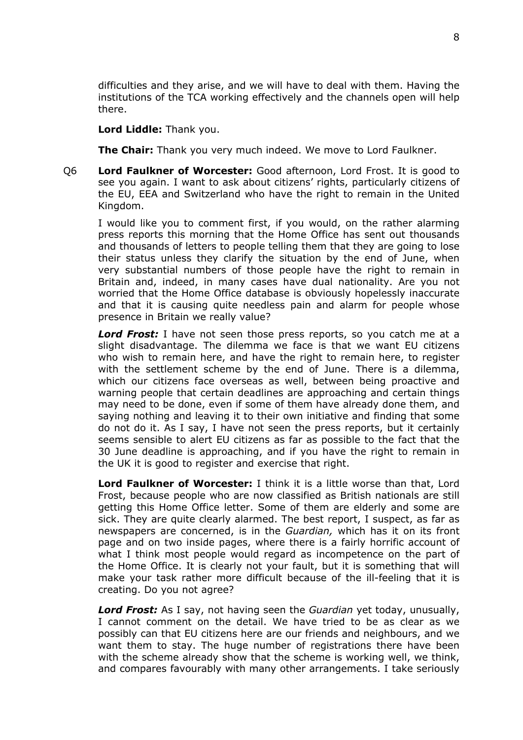difficulties and they arise, and we will have to deal with them. Having the institutions of the TCA working effectively and the channels open will help there.

**Lord Liddle:** Thank you.

**The Chair:** Thank you very much indeed. We move to Lord Faulkner.

Q6 **Lord Faulkner of Worcester:** Good afternoon, Lord Frost. It is good to see you again. I want to ask about citizens' rights, particularly citizens of the EU, EEA and Switzerland who have the right to remain in the United Kingdom.

I would like you to comment first, if you would, on the rather alarming press reports this morning that the Home Office has sent out thousands and thousands of letters to people telling them that they are going to lose their status unless they clarify the situation by the end of June, when very substantial numbers of those people have the right to remain in Britain and, indeed, in many cases have dual nationality. Are you not worried that the Home Office database is obviously hopelessly inaccurate and that it is causing quite needless pain and alarm for people whose presence in Britain we really value?

***Lord Frost:*** I have not seen those press reports, so you catch me at a slight disadvantage. The dilemma we face is that we want EU citizens who wish to remain here, and have the right to remain here, to register with the settlement scheme by the end of June. There is a dilemma, which our citizens face overseas as well, between being proactive and warning people that certain deadlines are approaching and certain things may need to be done, even if some of them have already done them, and saying nothing and leaving it to their own initiative and finding that some do not do it. As I say, I have not seen the press reports, but it certainly seems sensible to alert EU citizens as far as possible to the fact that the 30 June deadline is approaching, and if you have the right to remain in the UK it is good to register and exercise that right.

**Lord Faulkner of Worcester:** I think it is a little worse than that, Lord Frost, because people who are now classified as British nationals are still getting this Home Office letter. Some of them are elderly and some are sick. They are quite clearly alarmed. The best report, I suspect, as far as newspapers are concerned, is in the *Guardian,* which has it on its front page and on two inside pages, where there is a fairly horrific account of what I think most people would regard as incompetence on the part of the Home Office. It is clearly not your fault, but it is something that will make your task rather more difficult because of the ill-feeling that it is creating. Do you not agree?

***Lord Frost:*** As I say, not having seen the *Guardian* yet today, unusually, I cannot comment on the detail. We have tried to be as clear as we possibly can that EU citizens here are our friends and neighbours, and we want them to stay. The huge number of registrations there have been with the scheme already show that the scheme is working well, we think, and compares favourably with many other arrangements. I take seriously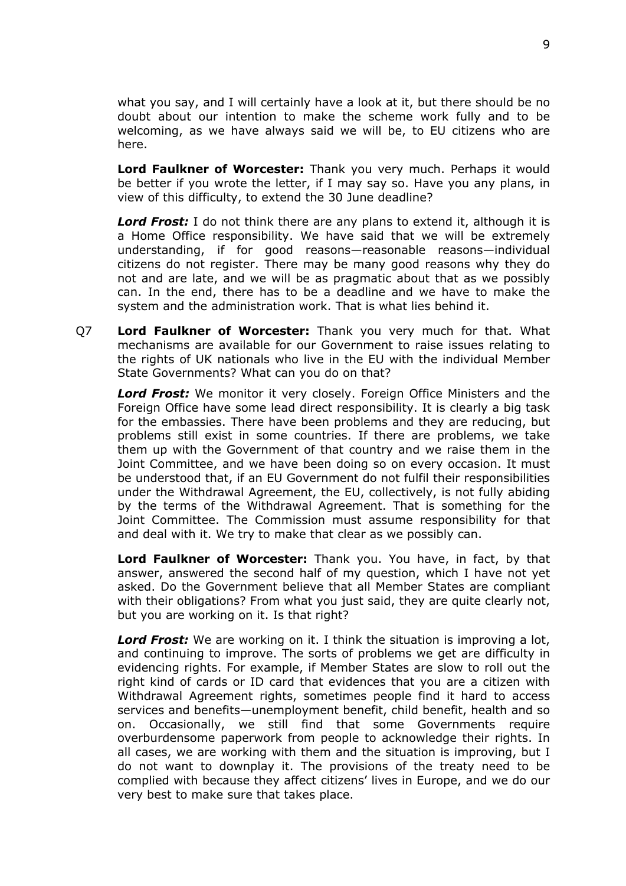what you say, and I will certainly have a look at it, but there should be no doubt about our intention to make the scheme work fully and to be welcoming, as we have always said we will be, to EU citizens who are here.

**Lord Faulkner of Worcester:** Thank you very much. Perhaps it would be better if you wrote the letter, if I may say so. Have you any plans, in view of this difficulty, to extend the 30 June deadline?

***Lord Frost:*** I do not think there are any plans to extend it, although it is a Home Office responsibility. We have said that we will be extremely understanding, if for good reasons—reasonable reasons—individual citizens do not register. There may be many good reasons why they do not and are late, and we will be as pragmatic about that as we possibly can. In the end, there has to be a deadline and we have to make the system and the administration work. That is what lies behind it.

Q7 **Lord Faulkner of Worcester:** Thank you very much for that. What mechanisms are available for our Government to raise issues relating to the rights of UK nationals who live in the EU with the individual Member State Governments? What can you do on that?

***Lord Frost:*** We monitor it very closely. Foreign Office Ministers and the Foreign Office have some lead direct responsibility. It is clearly a big task for the embassies. There have been problems and they are reducing, but problems still exist in some countries. If there are problems, we take them up with the Government of that country and we raise them in the Joint Committee, and we have been doing so on every occasion. It must be understood that, if an EU Government do not fulfil their responsibilities under the Withdrawal Agreement, the EU, collectively, is not fully abiding by the terms of the Withdrawal Agreement. That is something for the Joint Committee. The Commission must assume responsibility for that and deal with it. We try to make that clear as we possibly can.

**Lord Faulkner of Worcester:** Thank you. You have, in fact, by that answer, answered the second half of my question, which I have not yet asked. Do the Government believe that all Member States are compliant with their obligations? From what you just said, they are quite clearly not, but you are working on it. Is that right?

***Lord Frost:*** We are working on it. I think the situation is improving a lot, and continuing to improve. The sorts of problems we get are difficulty in evidencing rights. For example, if Member States are slow to roll out the right kind of cards or ID card that evidences that you are a citizen with Withdrawal Agreement rights, sometimes people find it hard to access services and benefits—unemployment benefit, child benefit, health and so on. Occasionally, we still find that some Governments require overburdensome paperwork from people to acknowledge their rights. In all cases, we are working with them and the situation is improving, but I do not want to downplay it. The provisions of the treaty need to be complied with because they affect citizens' lives in Europe, and we do our very best to make sure that takes place.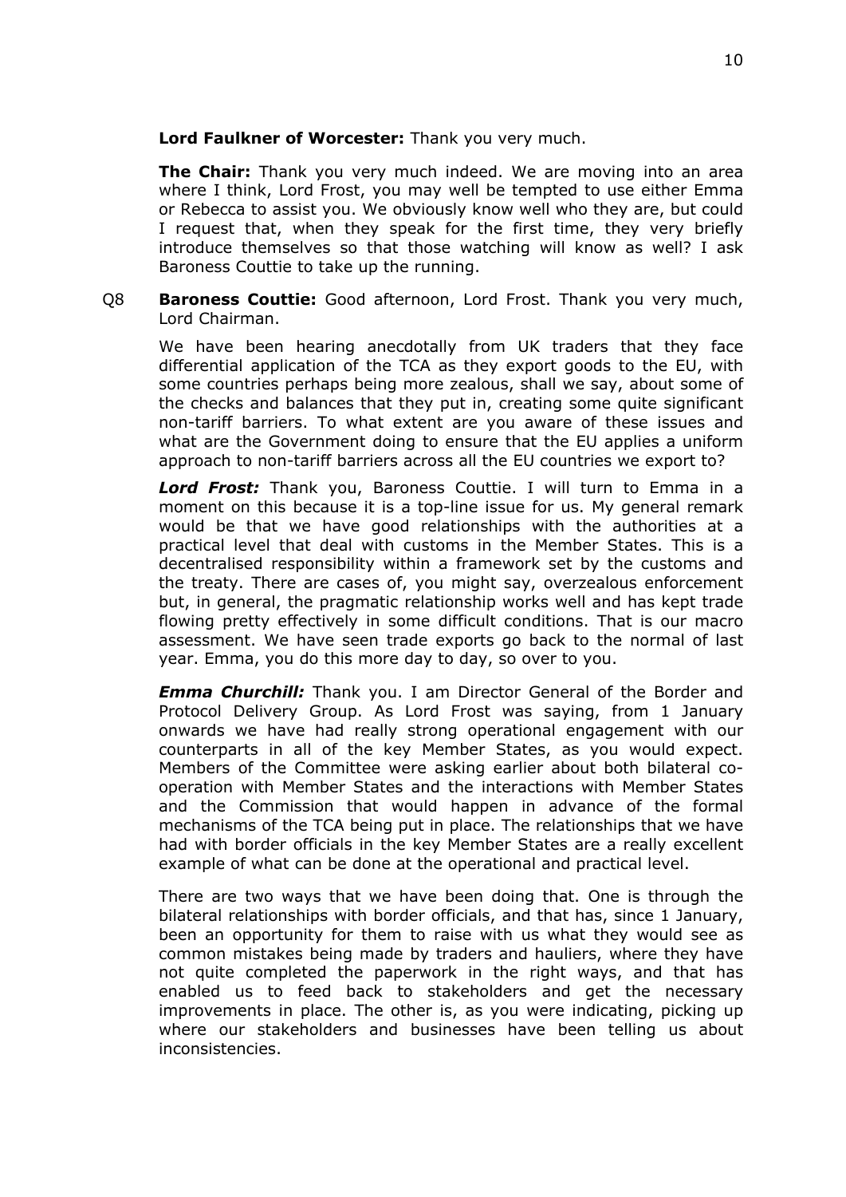**Lord Faulkner of Worcester:** Thank you very much.

**The Chair:** Thank you very much indeed. We are moving into an area where I think, Lord Frost, you may well be tempted to use either Emma or Rebecca to assist you. We obviously know well who they are, but could I request that, when they speak for the first time, they very briefly introduce themselves so that those watching will know as well? I ask Baroness Couttie to take up the running.

Q8 **Baroness Couttie:** Good afternoon, Lord Frost. Thank you very much, Lord Chairman.

We have been hearing anecdotally from UK traders that they face differential application of the TCA as they export goods to the EU, with some countries perhaps being more zealous, shall we say, about some of the checks and balances that they put in, creating some quite significant non-tariff barriers. To what extent are you aware of these issues and what are the Government doing to ensure that the EU applies a uniform approach to non-tariff barriers across all the EU countries we export to?

***Lord Frost:*** Thank you, Baroness Couttie. I will turn to Emma in a moment on this because it is a top-line issue for us. My general remark would be that we have good relationships with the authorities at a practical level that deal with customs in the Member States. This is a decentralised responsibility within a framework set by the customs and the treaty. There are cases of, you might say, overzealous enforcement but, in general, the pragmatic relationship works well and has kept trade flowing pretty effectively in some difficult conditions. That is our macro assessment. We have seen trade exports go back to the normal of last year. Emma, you do this more day to day, so over to you.

***Emma Churchill:*** Thank you. I am Director General of the Border and Protocol Delivery Group. As Lord Frost was saying, from 1 January onwards we have had really strong operational engagement with our counterparts in all of the key Member States, as you would expect. Members of the Committee were asking earlier about both bilateral co-operation with Member States and the interactions with Member States and the Commission that would happen in advance of the formal mechanisms of the TCA being put in place. The relationships that we have had with border officials in the key Member States are a really excellent example of what can be done at the operational and practical level.

There are two ways that we have been doing that. One is through the bilateral relationships with border officials, and that has, since 1 January, been an opportunity for them to raise with us what they would see as common mistakes being made by traders and hauliers, where they have not quite completed the paperwork in the right ways, and that has enabled us to feed back to stakeholders and get the necessary improvements in place. The other is, as you were indicating, picking up where our stakeholders and businesses have been telling us about inconsistencies.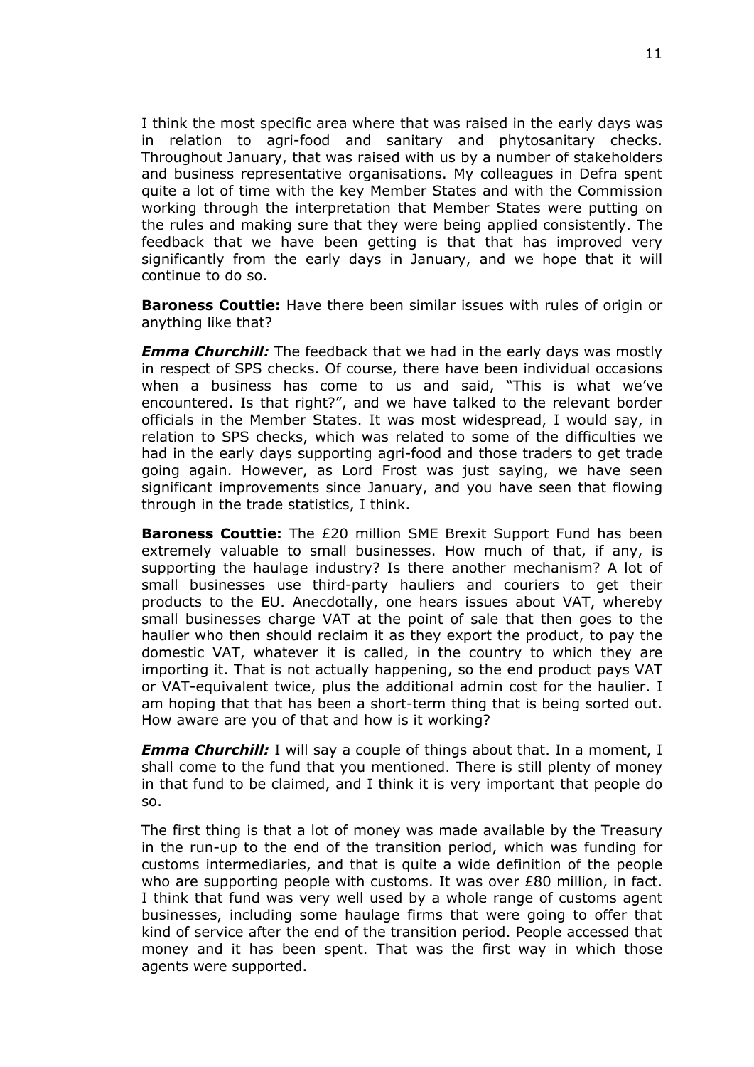I think the most specific area where that was raised in the early days was in relation to agri-food and sanitary and phytosanitary checks. Throughout January, that was raised with us by a number of stakeholders and business representative organisations. My colleagues in Defra spent quite a lot of time with the key Member States and with the Commission working through the interpretation that Member States were putting on the rules and making sure that they were being applied consistently. The feedback that we have been getting is that that has improved very significantly from the early days in January, and we hope that it will continue to do so.

**Baroness Couttie:** Have there been similar issues with rules of origin or anything like that?

***Emma Churchill:*** The feedback that we had in the early days was mostly in respect of SPS checks. Of course, there have been individual occasions when a business has come to us and said, "This is what we've encountered. Is that right?", and we have talked to the relevant border officials in the Member States. It was most widespread, I would say, in relation to SPS checks, which was related to some of the difficulties we had in the early days supporting agri-food and those traders to get trade going again. However, as Lord Frost was just saying, we have seen significant improvements since January, and you have seen that flowing through in the trade statistics, I think.

**Baroness Couttie:** The £20 million SME Brexit Support Fund has been extremely valuable to small businesses. How much of that, if any, is supporting the haulage industry? Is there another mechanism? A lot of small businesses use third-party hauliers and couriers to get their products to the EU. Anecdotally, one hears issues about VAT, whereby small businesses charge VAT at the point of sale that then goes to the haulier who then should reclaim it as they export the product, to pay the domestic VAT, whatever it is called, in the country to which they are importing it. That is not actually happening, so the end product pays VAT or VAT-equivalent twice, plus the additional admin cost for the haulier. I am hoping that that has been a short-term thing that is being sorted out. How aware are you of that and how is it working?

***Emma Churchill:*** I will say a couple of things about that. In a moment, I shall come to the fund that you mentioned. There is still plenty of money in that fund to be claimed, and I think it is very important that people do so.

The first thing is that a lot of money was made available by the Treasury in the run-up to the end of the transition period, which was funding for customs intermediaries, and that is quite a wide definition of the people who are supporting people with customs. It was over £80 million, in fact. I think that fund was very well used by a whole range of customs agent businesses, including some haulage firms that were going to offer that kind of service after the end of the transition period. People accessed that money and it has been spent. That was the first way in which those agents were supported.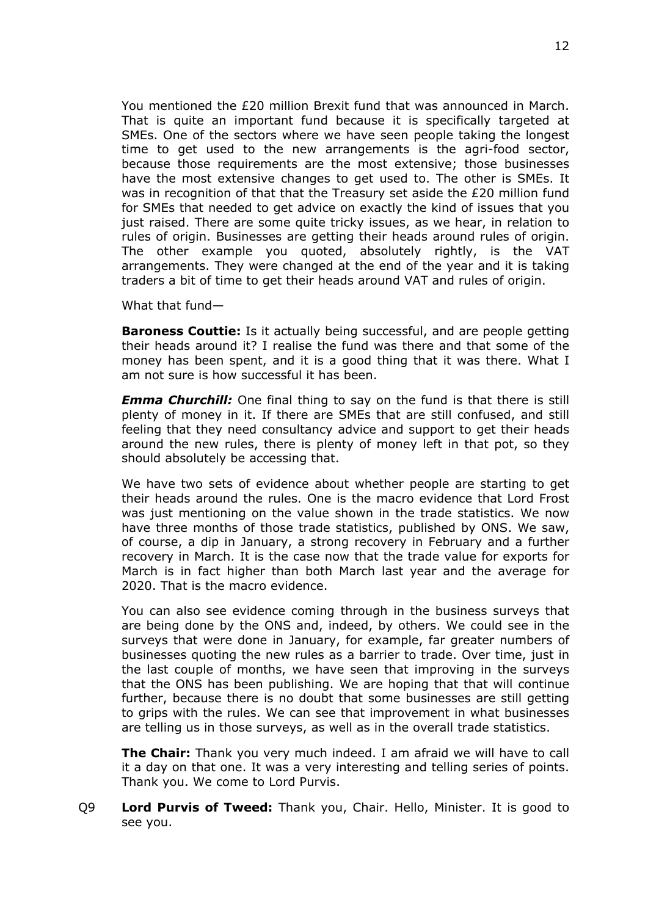You mentioned the £20 million Brexit fund that was announced in March. That is quite an important fund because it is specifically targeted at SMEs. One of the sectors where we have seen people taking the longest time to get used to the new arrangements is the agri-food sector, because those requirements are the most extensive; those businesses have the most extensive changes to get used to. The other is SMEs. It was in recognition of that that the Treasury set aside the £20 million fund for SMEs that needed to get advice on exactly the kind of issues that you just raised. There are some quite tricky issues, as we hear, in relation to rules of origin. Businesses are getting their heads around rules of origin. The other example you quoted, absolutely rightly, is the VAT arrangements. They were changed at the end of the year and it is taking traders a bit of time to get their heads around VAT and rules of origin.

What that fund—

**Baroness Couttie:** Is it actually being successful, and are people getting their heads around it? I realise the fund was there and that some of the money has been spent, and it is a good thing that it was there. What I am not sure is how successful it has been.

***Emma Churchill:*** One final thing to say on the fund is that there is still plenty of money in it. If there are SMEs that are still confused, and still feeling that they need consultancy advice and support to get their heads around the new rules, there is plenty of money left in that pot, so they should absolutely be accessing that.

We have two sets of evidence about whether people are starting to get their heads around the rules. One is the macro evidence that Lord Frost was just mentioning on the value shown in the trade statistics. We now have three months of those trade statistics, published by ONS. We saw, of course, a dip in January, a strong recovery in February and a further recovery in March. It is the case now that the trade value for exports for March is in fact higher than both March last year and the average for 2020. That is the macro evidence.

You can also see evidence coming through in the business surveys that are being done by the ONS and, indeed, by others. We could see in the surveys that were done in January, for example, far greater numbers of businesses quoting the new rules as a barrier to trade. Over time, just in the last couple of months, we have seen that improving in the surveys that the ONS has been publishing. We are hoping that that will continue further, because there is no doubt that some businesses are still getting to grips with the rules. We can see that improvement in what businesses are telling us in those surveys, as well as in the overall trade statistics.

**The Chair:** Thank you very much indeed. I am afraid we will have to call it a day on that one. It was a very interesting and telling series of points. Thank you. We come to Lord Purvis.

Q9 **Lord Purvis of Tweed:** Thank you, Chair. Hello, Minister. It is good to see you.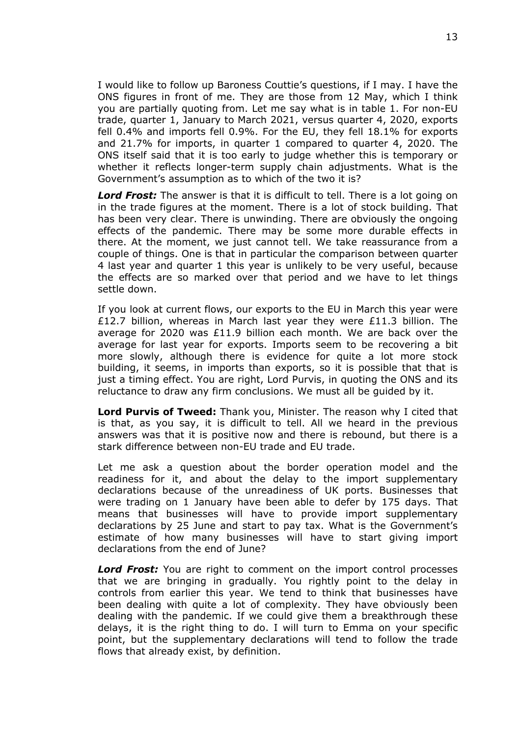I would like to follow up Baroness Couttie's questions, if I may. I have the ONS figures in front of me. They are those from 12 May, which I think you are partially quoting from. Let me say what is in table 1. For non-EU trade, quarter 1, January to March 2021, versus quarter 4, 2020, exports fell 0.4% and imports fell 0.9%. For the EU, they fell 18.1% for exports and 21.7% for imports, in quarter 1 compared to quarter 4, 2020. The ONS itself said that it is too early to judge whether this is temporary or whether it reflects longer-term supply chain adjustments. What is the Government's assumption as to which of the two it is?

***Lord Frost:*** The answer is that it is difficult to tell. There is a lot going on in the trade figures at the moment. There is a lot of stock building. That has been very clear. There is unwinding. There are obviously the ongoing effects of the pandemic. There may be some more durable effects in there. At the moment, we just cannot tell. We take reassurance from a couple of things. One is that in particular the comparison between quarter 4 last year and quarter 1 this year is unlikely to be very useful, because the effects are so marked over that period and we have to let things settle down.

If you look at current flows, our exports to the EU in March this year were £12.7 billion, whereas in March last year they were £11.3 billion. The average for 2020 was £11.9 billion each month. We are back over the average for last year for exports. Imports seem to be recovering a bit more slowly, although there is evidence for quite a lot more stock building, it seems, in imports than exports, so it is possible that that is just a timing effect. You are right, Lord Purvis, in quoting the ONS and its reluctance to draw any firm conclusions. We must all be guided by it.

**Lord Purvis of Tweed:** Thank you, Minister. The reason why I cited that is that, as you say, it is difficult to tell. All we heard in the previous answers was that it is positive now and there is rebound, but there is a stark difference between non-EU trade and EU trade.

Let me ask a question about the border operation model and the readiness for it, and about the delay to the import supplementary declarations because of the unreadiness of UK ports. Businesses that were trading on 1 January have been able to defer by 175 days. That means that businesses will have to provide import supplementary declarations by 25 June and start to pay tax. What is the Government's estimate of how many businesses will have to start giving import declarations from the end of June?

***Lord Frost:*** You are right to comment on the import control processes that we are bringing in gradually. You rightly point to the delay in controls from earlier this year. We tend to think that businesses have been dealing with quite a lot of complexity. They have obviously been dealing with the pandemic. If we could give them a breakthrough these delays, it is the right thing to do. I will turn to Emma on your specific point, but the supplementary declarations will tend to follow the trade flows that already exist, by definition.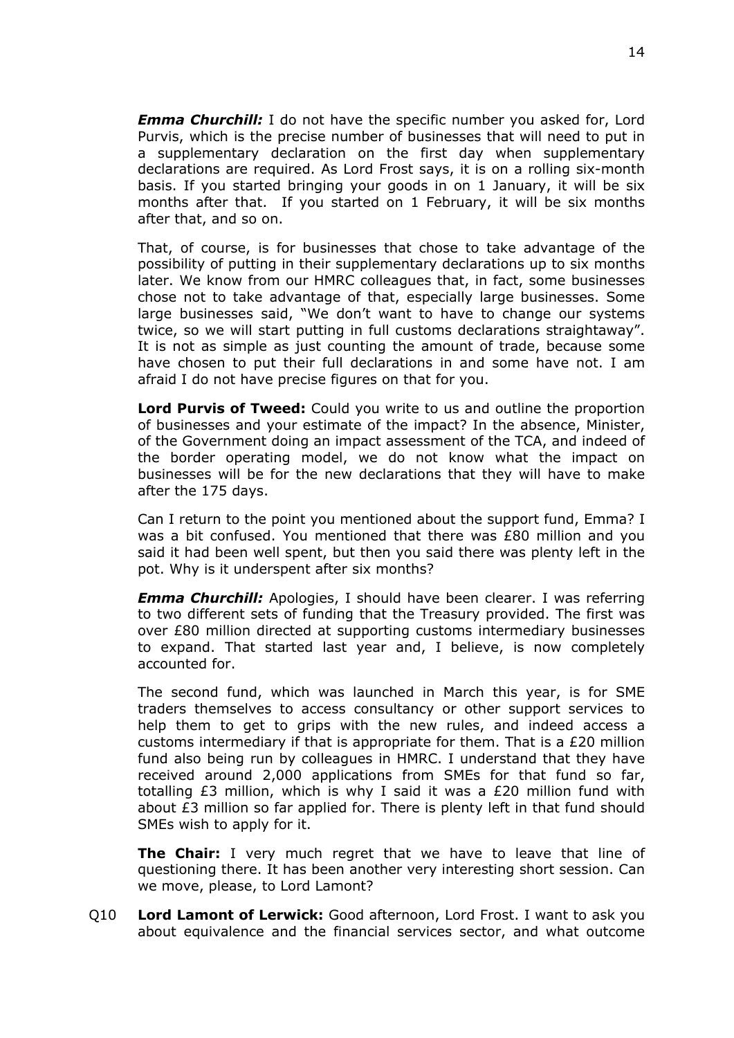***Emma Churchill:*** I do not have the specific number you asked for, Lord Purvis, which is the precise number of businesses that will need to put in a supplementary declaration on the first day when supplementary declarations are required. As Lord Frost says, it is on a rolling six-month basis. If you started bringing your goods in on 1 January, it will be six months after that. If you started on 1 February, it will be six months after that, and so on.

That, of course, is for businesses that chose to take advantage of the possibility of putting in their supplementary declarations up to six months later. We know from our HMRC colleagues that, in fact, some businesses chose not to take advantage of that, especially large businesses. Some large businesses said, "We don't want to have to change our systems twice, so we will start putting in full customs declarations straightaway". It is not as simple as just counting the amount of trade, because some have chosen to put their full declarations in and some have not. I am afraid I do not have precise figures on that for you.

**Lord Purvis of Tweed:** Could you write to us and outline the proportion of businesses and your estimate of the impact? In the absence, Minister, of the Government doing an impact assessment of the TCA, and indeed of the border operating model, we do not know what the impact on businesses will be for the new declarations that they will have to make after the 175 days.

Can I return to the point you mentioned about the support fund, Emma? I was a bit confused. You mentioned that there was £80 million and you said it had been well spent, but then you said there was plenty left in the pot. Why is it underspent after six months?

***Emma Churchill:*** Apologies, I should have been clearer. I was referring to two different sets of funding that the Treasury provided. The first was over £80 million directed at supporting customs intermediary businesses to expand. That started last year and, I believe, is now completely accounted for.

The second fund, which was launched in March this year, is for SME traders themselves to access consultancy or other support services to help them to get to grips with the new rules, and indeed access a customs intermediary if that is appropriate for them. That is a £20 million fund also being run by colleagues in HMRC. I understand that they have received around 2,000 applications from SMEs for that fund so far, totalling £3 million, which is why I said it was a £20 million fund with about £3 million so far applied for. There is plenty left in that fund should SMEs wish to apply for it.

**The Chair:** I very much regret that we have to leave that line of questioning there. It has been another very interesting short session. Can we move, please, to Lord Lamont?

Q10 **Lord Lamont of Lerwick:** Good afternoon, Lord Frost. I want to ask you about equivalence and the financial services sector, and what outcome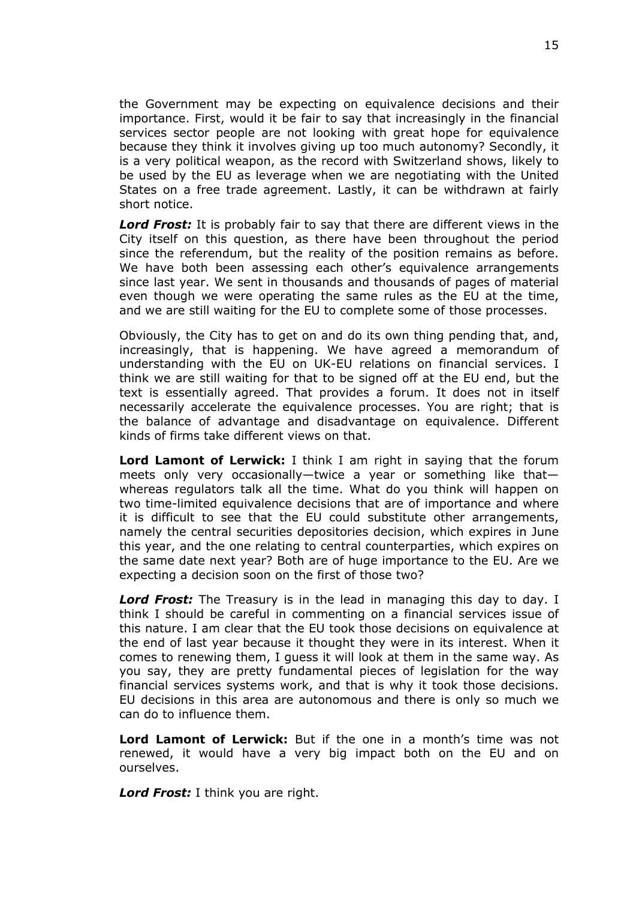the Government may be expecting on equivalence decisions and their importance. First, would it be fair to say that increasingly in the financial services sector people are not looking with great hope for equivalence because they think it involves giving up too much autonomy? Secondly, it is a very political weapon, as the record with Switzerland shows, likely to be used by the EU as leverage when we are negotiating with the United States on a free trade agreement. Lastly, it can be withdrawn at fairly short notice.

***Lord Frost:*** It is probably fair to say that there are different views in the City itself on this question, as there have been throughout the period since the referendum, but the reality of the position remains as before. We have both been assessing each other's equivalence arrangements since last year. We sent in thousands and thousands of pages of material even though we were operating the same rules as the EU at the time, and we are still waiting for the EU to complete some of those processes.

Obviously, the City has to get on and do its own thing pending that, and, increasingly, that is happening. We have agreed a memorandum of understanding with the EU on UK-EU relations on financial services. I think we are still waiting for that to be signed off at the EU end, but the text is essentially agreed. That provides a forum. It does not in itself necessarily accelerate the equivalence processes. You are right; that is the balance of advantage and disadvantage on equivalence. Different kinds of firms take different views on that.

**Lord Lamont of Lerwick:** I think I am right in saying that the forum meets only very occasionally—twice a year or something like that—whereas regulators talk all the time. What do you think will happen on two time-limited equivalence decisions that are of importance and where it is difficult to see that the EU could substitute other arrangements, namely the central securities depositories decision, which expires in June this year, and the one relating to central counterparties, which expires on the same date next year? Both are of huge importance to the EU. Are we expecting a decision soon on the first of those two?

***Lord Frost:*** The Treasury is in the lead in managing this day to day. I think I should be careful in commenting on a financial services issue of this nature. I am clear that the EU took those decisions on equivalence at the end of last year because it thought they were in its interest. When it comes to renewing them, I guess it will look at them in the same way. As you say, they are pretty fundamental pieces of legislation for the way financial services systems work, and that is why it took those decisions. EU decisions in this area are autonomous and there is only so much we can do to influence them.

**Lord Lamont of Lerwick:** But if the one in a month's time was not renewed, it would have a very big impact both on the EU and on ourselves.

***Lord Frost:*** I think you are right.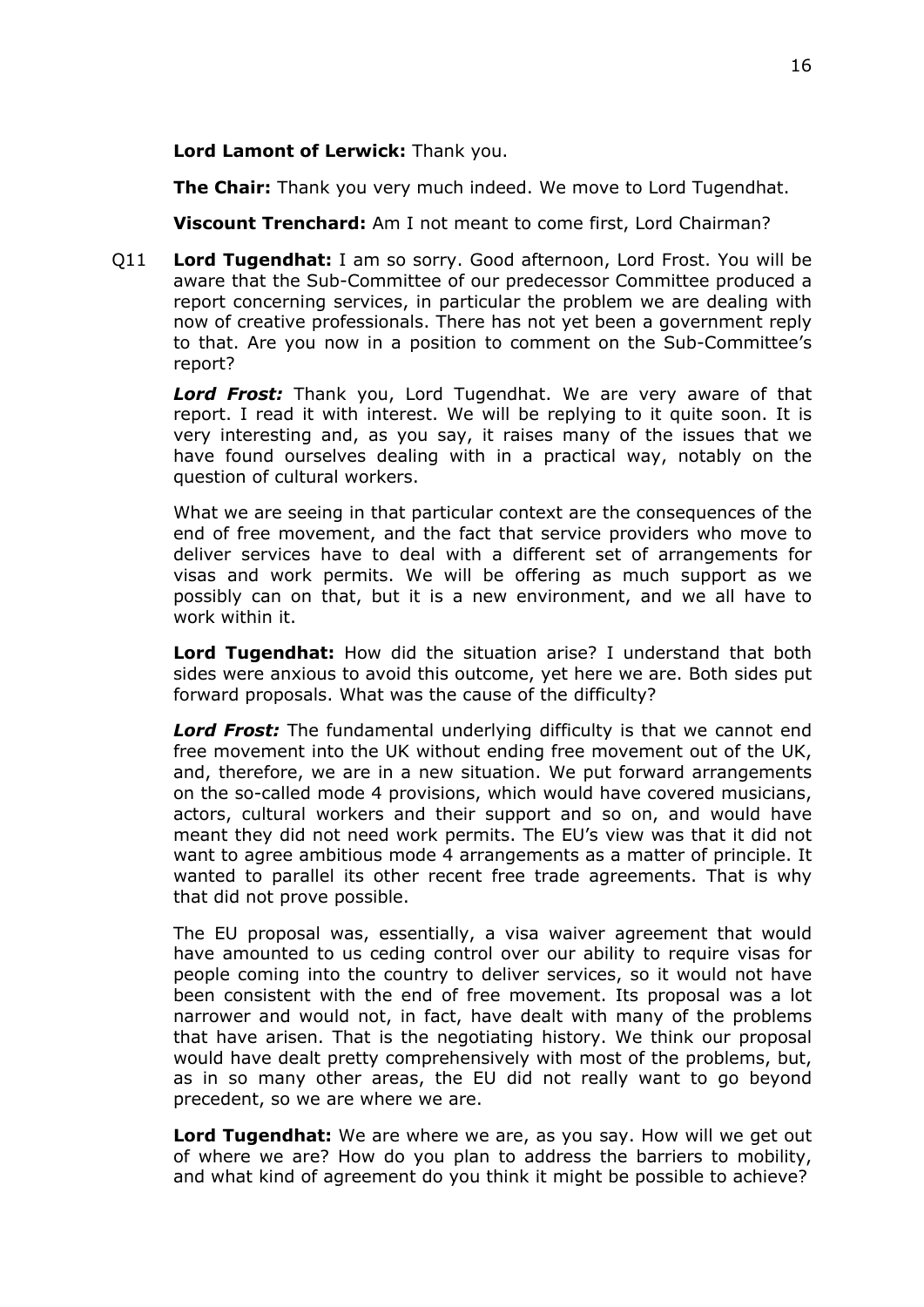**Lord Lamont of Lerwick:** Thank you.

**The Chair:** Thank you very much indeed. We move to Lord Tugendhat.

**Viscount Trenchard:** Am I not meant to come first, Lord Chairman?

Q11 **Lord Tugendhat:** I am so sorry. Good afternoon, Lord Frost. You will be aware that the Sub-Committee of our predecessor Committee produced a report concerning services, in particular the problem we are dealing with now of creative professionals. There has not yet been a government reply to that. Are you now in a position to comment on the Sub-Committee's report?

***Lord Frost:*** Thank you, Lord Tugendhat. We are very aware of that report. I read it with interest. We will be replying to it quite soon. It is very interesting and, as you say, it raises many of the issues that we have found ourselves dealing with in a practical way, notably on the question of cultural workers.

What we are seeing in that particular context are the consequences of the end of free movement, and the fact that service providers who move to deliver services have to deal with a different set of arrangements for visas and work permits. We will be offering as much support as we possibly can on that, but it is a new environment, and we all have to work within it.

**Lord Tugendhat:** How did the situation arise? I understand that both sides were anxious to avoid this outcome, yet here we are. Both sides put forward proposals. What was the cause of the difficulty?

***Lord Frost:*** The fundamental underlying difficulty is that we cannot end free movement into the UK without ending free movement out of the UK, and, therefore, we are in a new situation. We put forward arrangements on the so-called mode 4 provisions, which would have covered musicians, actors, cultural workers and their support and so on, and would have meant they did not need work permits. The EU's view was that it did not want to agree ambitious mode 4 arrangements as a matter of principle. It wanted to parallel its other recent free trade agreements. That is why that did not prove possible.

The EU proposal was, essentially, a visa waiver agreement that would have amounted to us ceding control over our ability to require visas for people coming into the country to deliver services, so it would not have been consistent with the end of free movement. Its proposal was a lot narrower and would not, in fact, have dealt with many of the problems that have arisen. That is the negotiating history. We think our proposal would have dealt pretty comprehensively with most of the problems, but, as in so many other areas, the EU did not really want to go beyond precedent, so we are where we are.

**Lord Tugendhat:** We are where we are, as you say. How will we get out of where we are? How do you plan to address the barriers to mobility, and what kind of agreement do you think it might be possible to achieve?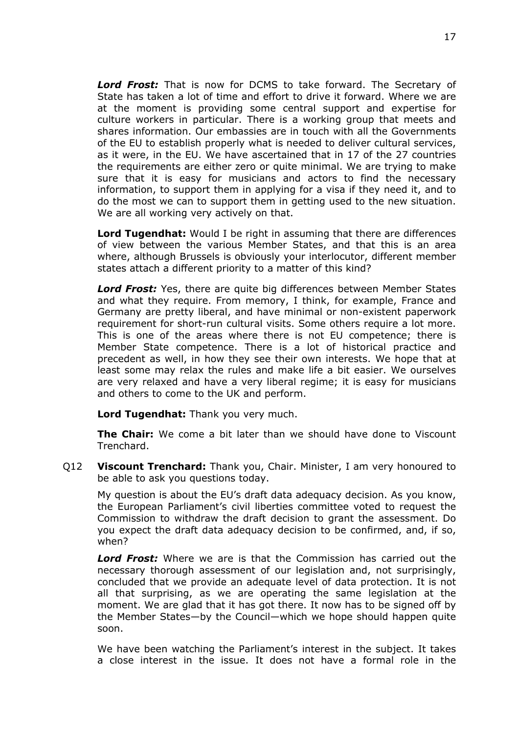***Lord Frost:*** That is now for DCMS to take forward. The Secretary of State has taken a lot of time and effort to drive it forward. Where we are at the moment is providing some central support and expertise for culture workers in particular. There is a working group that meets and shares information. Our embassies are in touch with all the Governments of the EU to establish properly what is needed to deliver cultural services, as it were, in the EU. We have ascertained that in 17 of the 27 countries the requirements are either zero or quite minimal. We are trying to make sure that it is easy for musicians and actors to find the necessary information, to support them in applying for a visa if they need it, and to do the most we can to support them in getting used to the new situation. We are all working very actively on that.

**Lord Tugendhat:** Would I be right in assuming that there are differences of view between the various Member States, and that this is an area where, although Brussels is obviously your interlocutor, different member states attach a different priority to a matter of this kind?

***Lord Frost:*** Yes, there are quite big differences between Member States and what they require. From memory, I think, for example, France and Germany are pretty liberal, and have minimal or non-existent paperwork requirement for short-run cultural visits. Some others require a lot more. This is one of the areas where there is not EU competence; there is Member State competence. There is a lot of historical practice and precedent as well, in how they see their own interests. We hope that at least some may relax the rules and make life a bit easier. We ourselves are very relaxed and have a very liberal regime; it is easy for musicians and others to come to the UK and perform.

**Lord Tugendhat:** Thank you very much.

**The Chair:** We come a bit later than we should have done to Viscount Trenchard.

Q12 **Viscount Trenchard:** Thank you, Chair. Minister, I am very honoured to be able to ask you questions today.

My question is about the EU's draft data adequacy decision. As you know, the European Parliament's civil liberties committee voted to request the Commission to withdraw the draft decision to grant the assessment. Do you expect the draft data adequacy decision to be confirmed, and, if so, when?

***Lord Frost:*** Where we are is that the Commission has carried out the necessary thorough assessment of our legislation and, not surprisingly, concluded that we provide an adequate level of data protection. It is not all that surprising, as we are operating the same legislation at the moment. We are glad that it has got there. It now has to be signed off by the Member States—by the Council—which we hope should happen quite soon.

We have been watching the Parliament's interest in the subject. It takes a close interest in the issue. It does not have a formal role in the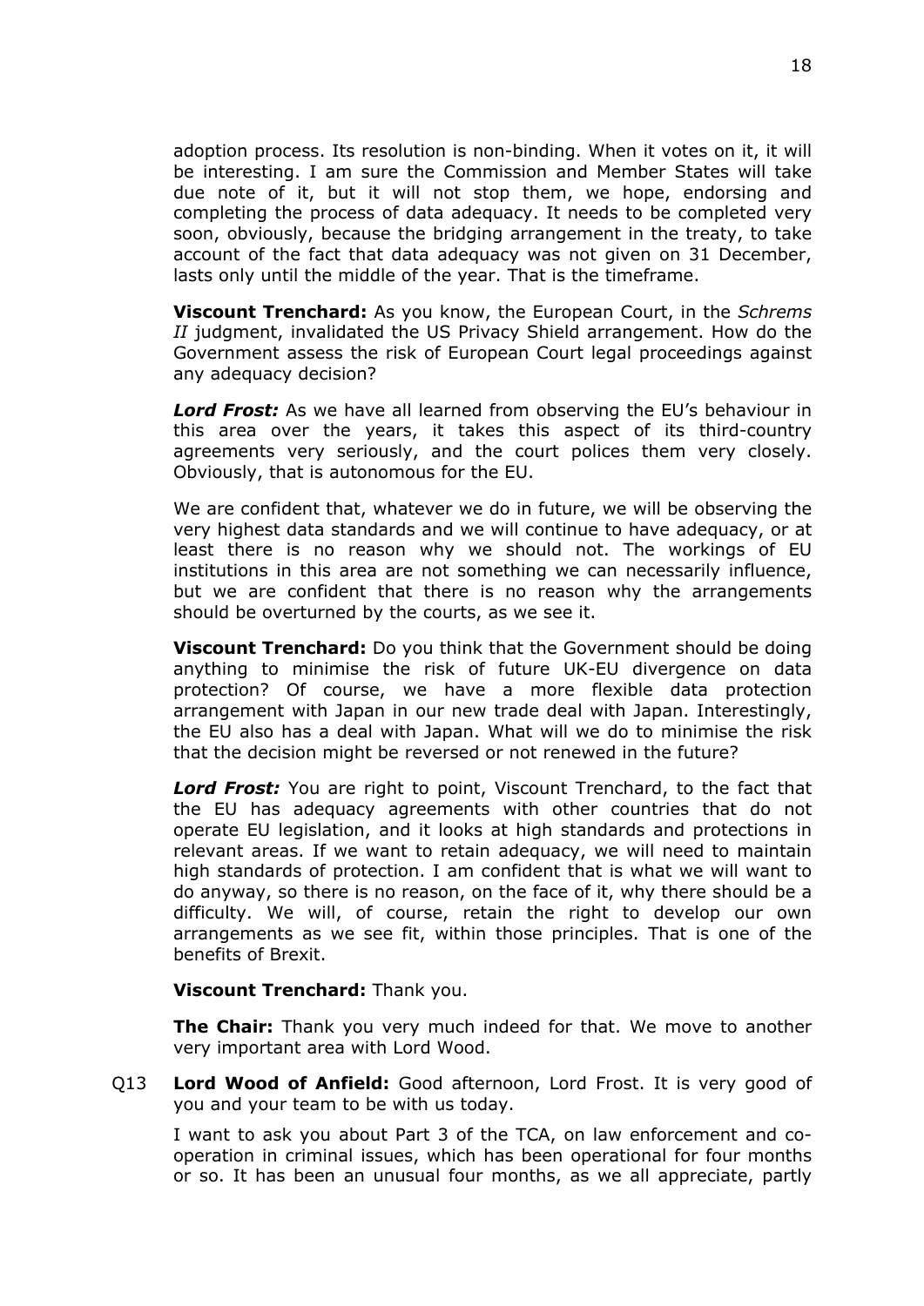adoption process. Its resolution is non-binding. When it votes on it, it will be interesting. I am sure the Commission and Member States will take due note of it, but it will not stop them, we hope, endorsing and completing the process of data adequacy. It needs to be completed very soon, obviously, because the bridging arrangement in the treaty, to take account of the fact that data adequacy was not given on 31 December, lasts only until the middle of the year. That is the timeframe.

**Viscount Trenchard:** As you know, the European Court, in the *Schrems II* judgment, invalidated the US Privacy Shield arrangement. How do the Government assess the risk of European Court legal proceedings against any adequacy decision?

***Lord Frost:*** As we have all learned from observing the EU's behaviour in this area over the years, it takes this aspect of its third-country agreements very seriously, and the court polices them very closely. Obviously, that is autonomous for the EU.

We are confident that, whatever we do in future, we will be observing the very highest data standards and we will continue to have adequacy, or at least there is no reason why we should not. The workings of EU institutions in this area are not something we can necessarily influence, but we are confident that there is no reason why the arrangements should be overturned by the courts, as we see it.

**Viscount Trenchard:** Do you think that the Government should be doing anything to minimise the risk of future UK-EU divergence on data protection? Of course, we have a more flexible data protection arrangement with Japan in our new trade deal with Japan. Interestingly, the EU also has a deal with Japan. What will we do to minimise the risk that the decision might be reversed or not renewed in the future?

***Lord Frost:*** You are right to point, Viscount Trenchard, to the fact that the EU has adequacy agreements with other countries that do not operate EU legislation, and it looks at high standards and protections in relevant areas. If we want to retain adequacy, we will need to maintain high standards of protection. I am confident that is what we will want to do anyway, so there is no reason, on the face of it, why there should be a difficulty. We will, of course, retain the right to develop our own arrangements as we see fit, within those principles. That is one of the benefits of Brexit.

**Viscount Trenchard:** Thank you.

**The Chair:** Thank you very much indeed for that. We move to another very important area with Lord Wood.

Q13 **Lord Wood of Anfield:** Good afternoon, Lord Frost. It is very good of you and your team to be with us today.

I want to ask you about Part 3 of the TCA, on law enforcement and co-operation in criminal issues, which has been operational for four months or so. It has been an unusual four months, as we all appreciate, partly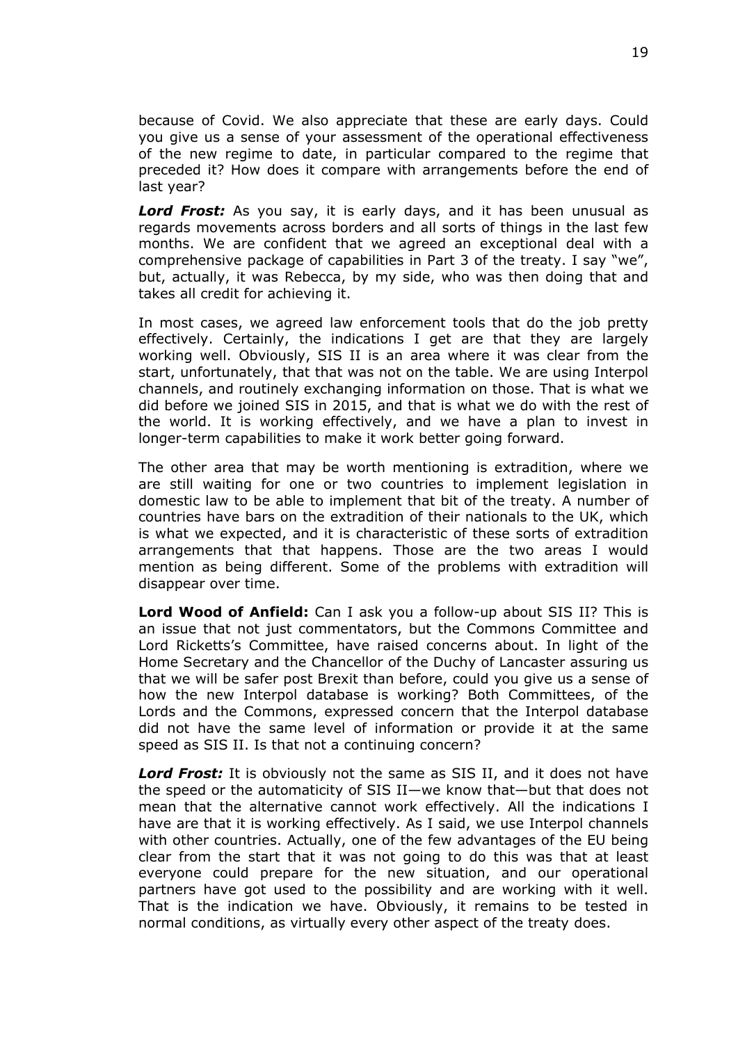because of Covid. We also appreciate that these are early days. Could you give us a sense of your assessment of the operational effectiveness of the new regime to date, in particular compared to the regime that preceded it? How does it compare with arrangements before the end of last year?

***Lord Frost:*** As you say, it is early days, and it has been unusual as regards movements across borders and all sorts of things in the last few months. We are confident that we agreed an exceptional deal with a comprehensive package of capabilities in Part 3 of the treaty. I say "we", but, actually, it was Rebecca, by my side, who was then doing that and takes all credit for achieving it.

In most cases, we agreed law enforcement tools that do the job pretty effectively. Certainly, the indications I get are that they are largely working well. Obviously, SIS II is an area where it was clear from the start, unfortunately, that that was not on the table. We are using Interpol channels, and routinely exchanging information on those. That is what we did before we joined SIS in 2015, and that is what we do with the rest of the world. It is working effectively, and we have a plan to invest in longer-term capabilities to make it work better going forward.

The other area that may be worth mentioning is extradition, where we are still waiting for one or two countries to implement legislation in domestic law to be able to implement that bit of the treaty. A number of countries have bars on the extradition of their nationals to the UK, which is what we expected, and it is characteristic of these sorts of extradition arrangements that that happens. Those are the two areas I would mention as being different. Some of the problems with extradition will disappear over time.

**Lord Wood of Anfield:** Can I ask you a follow-up about SIS II? This is an issue that not just commentators, but the Commons Committee and Lord Ricketts's Committee, have raised concerns about. In light of the Home Secretary and the Chancellor of the Duchy of Lancaster assuring us that we will be safer post Brexit than before, could you give us a sense of how the new Interpol database is working? Both Committees, of the Lords and the Commons, expressed concern that the Interpol database did not have the same level of information or provide it at the same speed as SIS II. Is that not a continuing concern?

***Lord Frost:*** It is obviously not the same as SIS II, and it does not have the speed or the automaticity of SIS II—we know that—but that does not mean that the alternative cannot work effectively. All the indications I have are that it is working effectively. As I said, we use Interpol channels with other countries. Actually, one of the few advantages of the EU being clear from the start that it was not going to do this was that at least everyone could prepare for the new situation, and our operational partners have got used to the possibility and are working with it well. That is the indication we have. Obviously, it remains to be tested in normal conditions, as virtually every other aspect of the treaty does.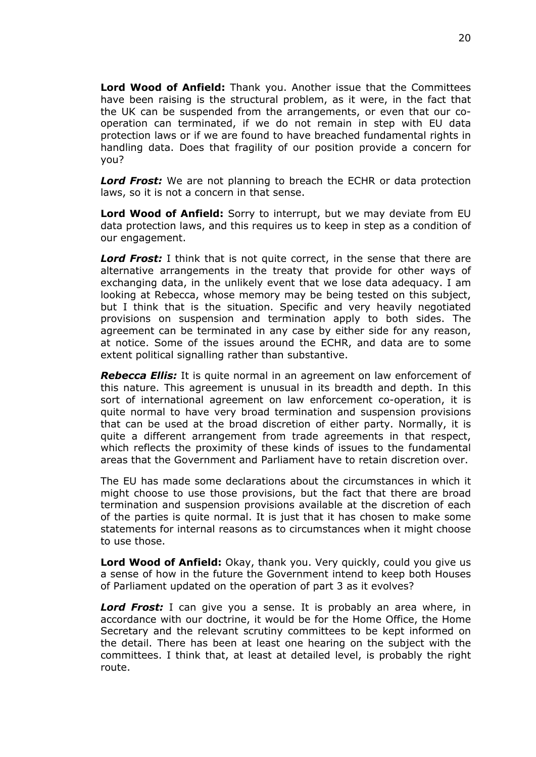**Lord Wood of Anfield:** Thank you. Another issue that the Committees have been raising is the structural problem, as it were, in the fact that the UK can be suspended from the arrangements, or even that our co-operation can terminated, if we do not remain in step with EU data protection laws or if we are found to have breached fundamental rights in handling data. Does that fragility of our position provide a concern for you?

***Lord Frost:*** We are not planning to breach the ECHR or data protection laws, so it is not a concern in that sense.

**Lord Wood of Anfield:** Sorry to interrupt, but we may deviate from EU data protection laws, and this requires us to keep in step as a condition of our engagement.

***Lord Frost:*** I think that is not quite correct, in the sense that there are alternative arrangements in the treaty that provide for other ways of exchanging data, in the unlikely event that we lose data adequacy. I am looking at Rebecca, whose memory may be being tested on this subject, but I think that is the situation. Specific and very heavily negotiated provisions on suspension and termination apply to both sides. The agreement can be terminated in any case by either side for any reason, at notice. Some of the issues around the ECHR, and data are to some extent political signalling rather than substantive.

***Rebecca Ellis:*** It is quite normal in an agreement on law enforcement of this nature. This agreement is unusual in its breadth and depth. In this sort of international agreement on law enforcement co-operation, it is quite normal to have very broad termination and suspension provisions that can be used at the broad discretion of either party. Normally, it is quite a different arrangement from trade agreements in that respect, which reflects the proximity of these kinds of issues to the fundamental areas that the Government and Parliament have to retain discretion over.

The EU has made some declarations about the circumstances in which it might choose to use those provisions, but the fact that there are broad termination and suspension provisions available at the discretion of each of the parties is quite normal. It is just that it has chosen to make some statements for internal reasons as to circumstances when it might choose to use those.

**Lord Wood of Anfield:** Okay, thank you. Very quickly, could you give us a sense of how in the future the Government intend to keep both Houses of Parliament updated on the operation of part 3 as it evolves?

***Lord Frost:*** I can give you a sense. It is probably an area where, in accordance with our doctrine, it would be for the Home Office, the Home Secretary and the relevant scrutiny committees to be kept informed on the detail. There has been at least one hearing on the subject with the committees. I think that, at least at detailed level, is probably the right route.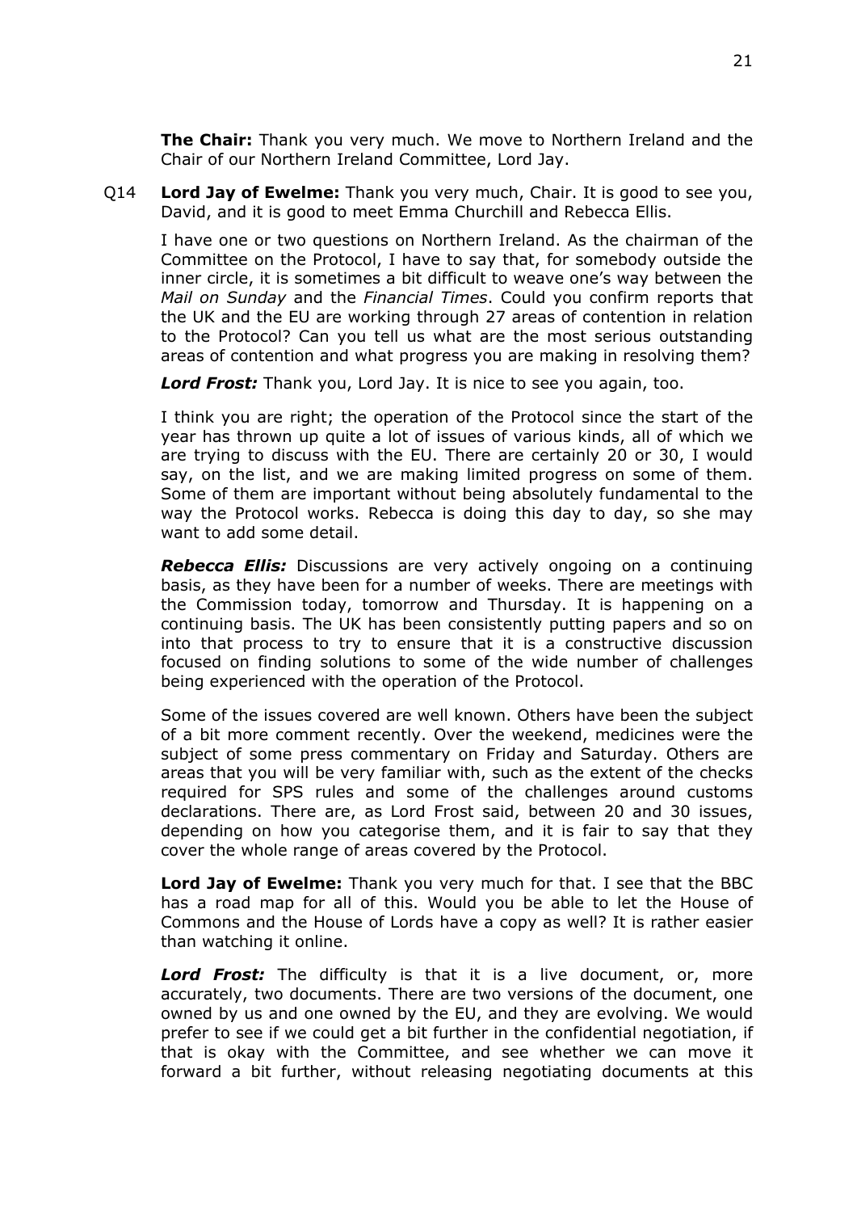**The Chair:** Thank you very much. We move to Northern Ireland and the Chair of our Northern Ireland Committee, Lord Jay.

Q14 **Lord Jay of Ewelme:** Thank you very much, Chair. It is good to see you, David, and it is good to meet Emma Churchill and Rebecca Ellis.

I have one or two questions on Northern Ireland. As the chairman of the Committee on the Protocol, I have to say that, for somebody outside the inner circle, it is sometimes a bit difficult to weave one's way between the *Mail on Sunday* and the *Financial Times*. Could you confirm reports that the UK and the EU are working through 27 areas of contention in relation to the Protocol? Can you tell us what are the most serious outstanding areas of contention and what progress you are making in resolving them?

***Lord Frost:*** Thank you, Lord Jay. It is nice to see you again, too.

I think you are right; the operation of the Protocol since the start of the year has thrown up quite a lot of issues of various kinds, all of which we are trying to discuss with the EU. There are certainly 20 or 30, I would say, on the list, and we are making limited progress on some of them. Some of them are important without being absolutely fundamental to the way the Protocol works. Rebecca is doing this day to day, so she may want to add some detail.

***Rebecca Ellis:*** Discussions are very actively ongoing on a continuing basis, as they have been for a number of weeks. There are meetings with the Commission today, tomorrow and Thursday. It is happening on a continuing basis. The UK has been consistently putting papers and so on into that process to try to ensure that it is a constructive discussion focused on finding solutions to some of the wide number of challenges being experienced with the operation of the Protocol.

Some of the issues covered are well known. Others have been the subject of a bit more comment recently. Over the weekend, medicines were the subject of some press commentary on Friday and Saturday. Others are areas that you will be very familiar with, such as the extent of the checks required for SPS rules and some of the challenges around customs declarations. There are, as Lord Frost said, between 20 and 30 issues, depending on how you categorise them, and it is fair to say that they cover the whole range of areas covered by the Protocol.

**Lord Jay of Ewelme:** Thank you very much for that. I see that the BBC has a road map for all of this. Would you be able to let the House of Commons and the House of Lords have a copy as well? It is rather easier than watching it online.

***Lord Frost:*** The difficulty is that it is a live document, or, more accurately, two documents. There are two versions of the document, one owned by us and one owned by the EU, and they are evolving. We would prefer to see if we could get a bit further in the confidential negotiation, if that is okay with the Committee, and see whether we can move it forward a bit further, without releasing negotiating documents at this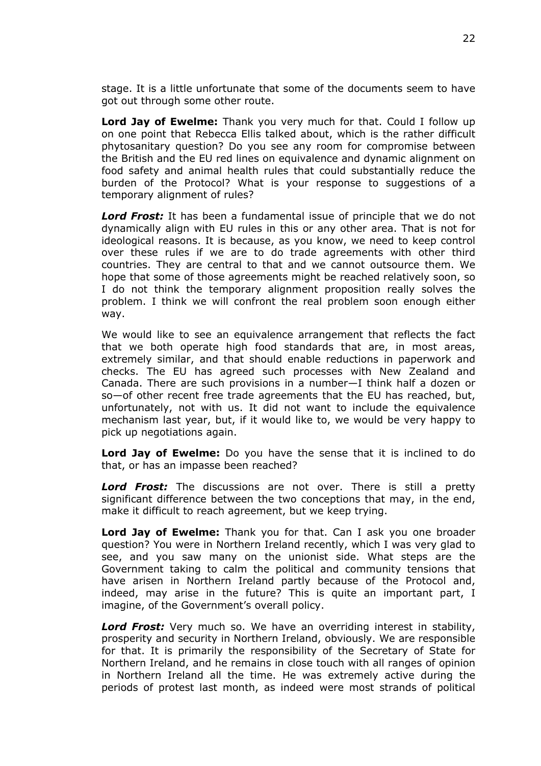stage. It is a little unfortunate that some of the documents seem to have got out through some other route.

**Lord Jay of Ewelme:** Thank you very much for that. Could I follow up on one point that Rebecca Ellis talked about, which is the rather difficult phytosanitary question? Do you see any room for compromise between the British and the EU red lines on equivalence and dynamic alignment on food safety and animal health rules that could substantially reduce the burden of the Protocol? What is your response to suggestions of a temporary alignment of rules?

***Lord Frost:*** It has been a fundamental issue of principle that we do not dynamically align with EU rules in this or any other area. That is not for ideological reasons. It is because, as you know, we need to keep control over these rules if we are to do trade agreements with other third countries. They are central to that and we cannot outsource them. We hope that some of those agreements might be reached relatively soon, so I do not think the temporary alignment proposition really solves the problem. I think we will confront the real problem soon enough either way.

We would like to see an equivalence arrangement that reflects the fact that we both operate high food standards that are, in most areas, extremely similar, and that should enable reductions in paperwork and checks. The EU has agreed such processes with New Zealand and Canada. There are such provisions in a number—I think half a dozen or so—of other recent free trade agreements that the EU has reached, but, unfortunately, not with us. It did not want to include the equivalence mechanism last year, but, if it would like to, we would be very happy to pick up negotiations again.

**Lord Jay of Ewelme:** Do you have the sense that it is inclined to do that, or has an impasse been reached?

***Lord Frost:*** The discussions are not over. There is still a pretty significant difference between the two conceptions that may, in the end, make it difficult to reach agreement, but we keep trying.

**Lord Jay of Ewelme:** Thank you for that. Can I ask you one broader question? You were in Northern Ireland recently, which I was very glad to see, and you saw many on the unionist side. What steps are the Government taking to calm the political and community tensions that have arisen in Northern Ireland partly because of the Protocol and, indeed, may arise in the future? This is quite an important part, I imagine, of the Government's overall policy.

***Lord Frost:*** Very much so. We have an overriding interest in stability, prosperity and security in Northern Ireland, obviously. We are responsible for that. It is primarily the responsibility of the Secretary of State for Northern Ireland, and he remains in close touch with all ranges of opinion in Northern Ireland all the time. He was extremely active during the periods of protest last month, as indeed were most strands of political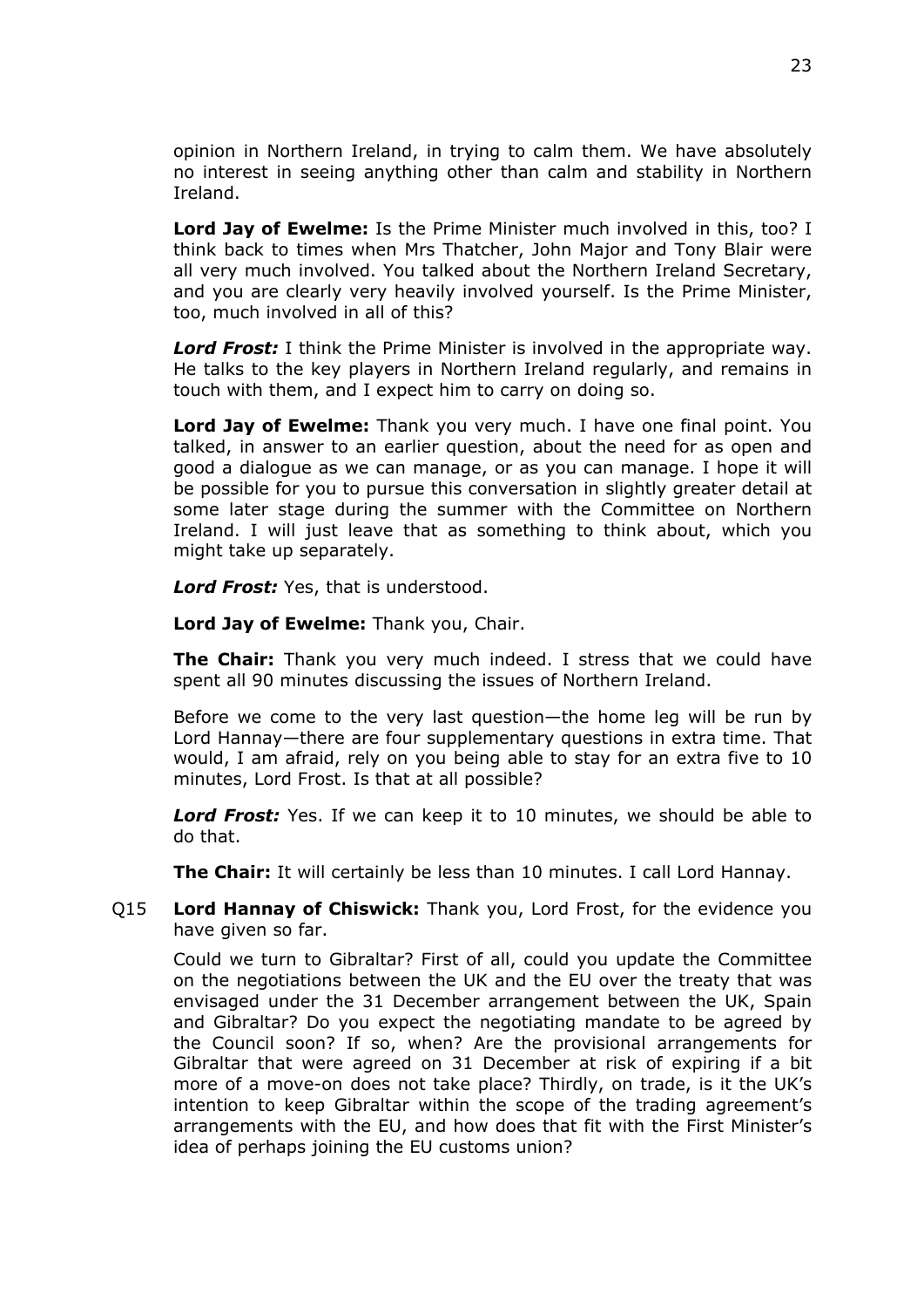opinion in Northern Ireland, in trying to calm them. We have absolutely no interest in seeing anything other than calm and stability in Northern Ireland.

**Lord Jay of Ewelme:** Is the Prime Minister much involved in this, too? I think back to times when Mrs Thatcher, John Major and Tony Blair were all very much involved. You talked about the Northern Ireland Secretary, and you are clearly very heavily involved yourself. Is the Prime Minister, too, much involved in all of this?

***Lord Frost:*** I think the Prime Minister is involved in the appropriate way. He talks to the key players in Northern Ireland regularly, and remains in touch with them, and I expect him to carry on doing so.

**Lord Jay of Ewelme:** Thank you very much. I have one final point. You talked, in answer to an earlier question, about the need for as open and good a dialogue as we can manage, or as you can manage. I hope it will be possible for you to pursue this conversation in slightly greater detail at some later stage during the summer with the Committee on Northern Ireland. I will just leave that as something to think about, which you might take up separately.

***Lord Frost:*** Yes, that is understood.

**Lord Jay of Ewelme:** Thank you, Chair.

**The Chair:** Thank you very much indeed. I stress that we could have spent all 90 minutes discussing the issues of Northern Ireland.

Before we come to the very last question—the home leg will be run by Lord Hannay—there are four supplementary questions in extra time. That would, I am afraid, rely on you being able to stay for an extra five to 10 minutes, Lord Frost. Is that at all possible?

***Lord Frost:*** Yes. If we can keep it to 10 minutes, we should be able to do that.

**The Chair:** It will certainly be less than 10 minutes. I call Lord Hannay.

Q15 **Lord Hannay of Chiswick:** Thank you, Lord Frost, for the evidence you have given so far.

Could we turn to Gibraltar? First of all, could you update the Committee on the negotiations between the UK and the EU over the treaty that was envisaged under the 31 December arrangement between the UK, Spain and Gibraltar? Do you expect the negotiating mandate to be agreed by the Council soon? If so, when? Are the provisional arrangements for Gibraltar that were agreed on 31 December at risk of expiring if a bit more of a move-on does not take place? Thirdly, on trade, is it the UK's intention to keep Gibraltar within the scope of the trading agreement's arrangements with the EU, and how does that fit with the First Minister's idea of perhaps joining the EU customs union?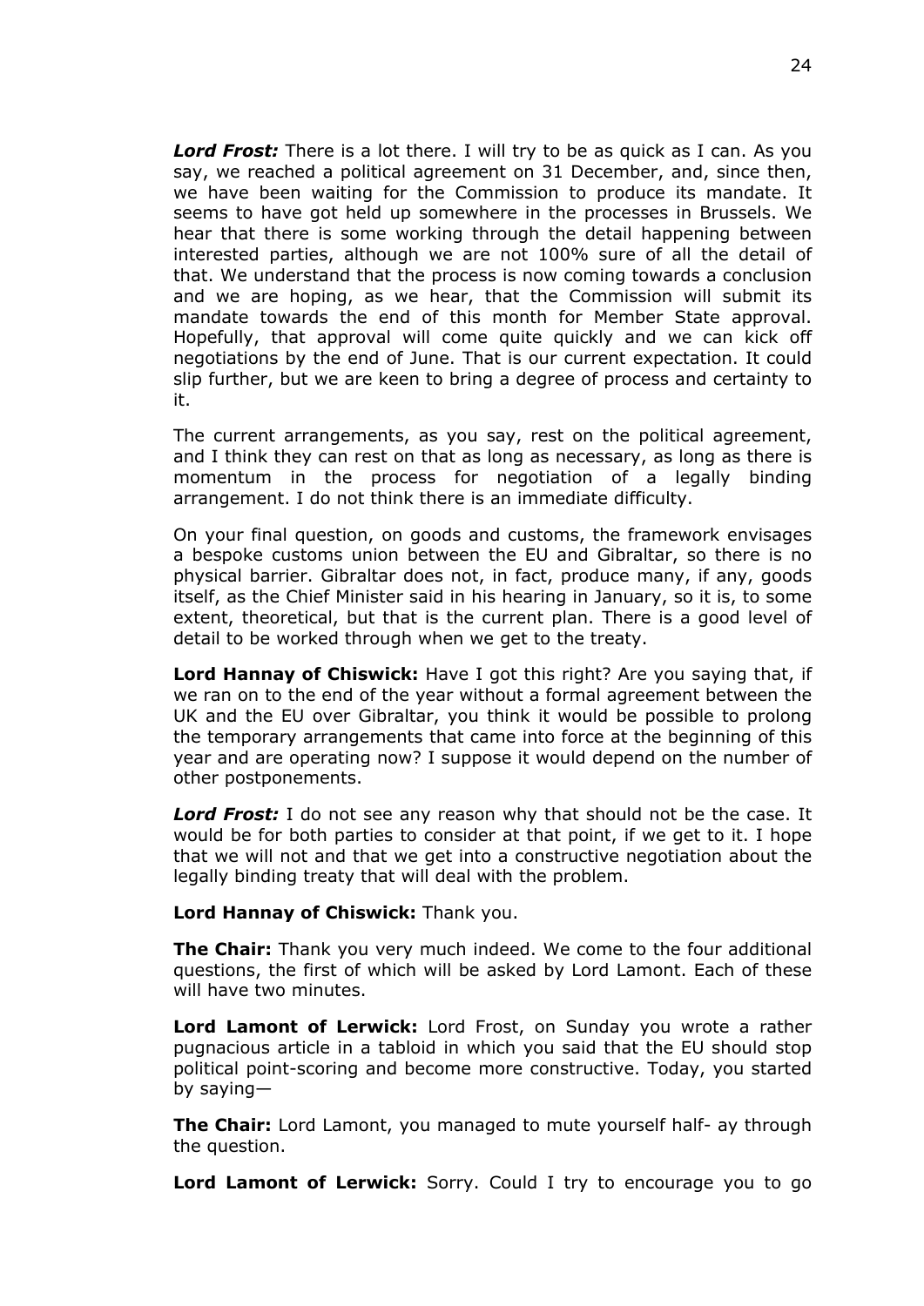***Lord Frost:*** There is a lot there. I will try to be as quick as I can. As you say, we reached a political agreement on 31 December, and, since then, we have been waiting for the Commission to produce its mandate. It seems to have got held up somewhere in the processes in Brussels. We hear that there is some working through the detail happening between interested parties, although we are not 100% sure of all the detail of that. We understand that the process is now coming towards a conclusion and we are hoping, as we hear, that the Commission will submit its mandate towards the end of this month for Member State approval. Hopefully, that approval will come quite quickly and we can kick off negotiations by the end of June. That is our current expectation. It could slip further, but we are keen to bring a degree of process and certainty to it.

The current arrangements, as you say, rest on the political agreement, and I think they can rest on that as long as necessary, as long as there is momentum in the process for negotiation of a legally binding arrangement. I do not think there is an immediate difficulty.

On your final question, on goods and customs, the framework envisages a bespoke customs union between the EU and Gibraltar, so there is no physical barrier. Gibraltar does not, in fact, produce many, if any, goods itself, as the Chief Minister said in his hearing in January, so it is, to some extent, theoretical, but that is the current plan. There is a good level of detail to be worked through when we get to the treaty.

**Lord Hannay of Chiswick:** Have I got this right? Are you saying that, if we ran on to the end of the year without a formal agreement between the UK and the EU over Gibraltar, you think it would be possible to prolong the temporary arrangements that came into force at the beginning of this year and are operating now? I suppose it would depend on the number of other postponements.

***Lord Frost:*** I do not see any reason why that should not be the case. It would be for both parties to consider at that point, if we get to it. I hope that we will not and that we get into a constructive negotiation about the legally binding treaty that will deal with the problem.

**Lord Hannay of Chiswick:** Thank you.

**The Chair:** Thank you very much indeed. We come to the four additional questions, the first of which will be asked by Lord Lamont. Each of these will have two minutes.

**Lord Lamont of Lerwick:** Lord Frost, on Sunday you wrote a rather pugnacious article in a tabloid in which you said that the EU should stop political point-scoring and become more constructive. Today, you started by saying—

**The Chair:** Lord Lamont, you managed to mute yourself half- ay through the question.

**Lord Lamont of Lerwick:** Sorry. Could I try to encourage you to go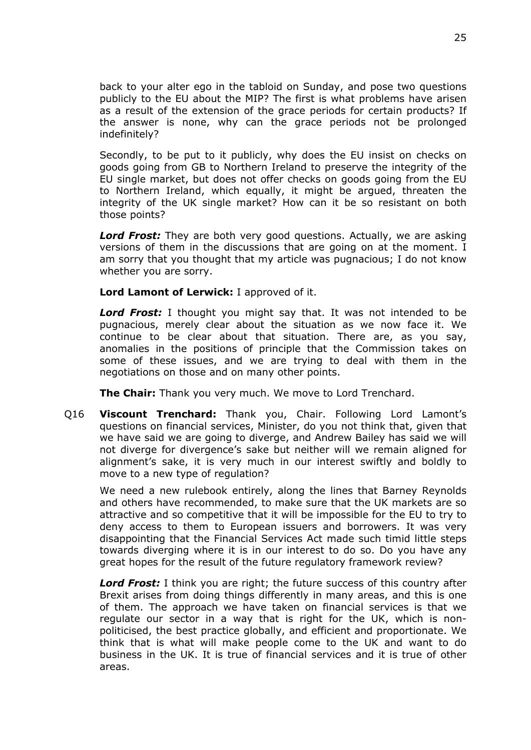back to your alter ego in the tabloid on Sunday, and pose two questions publicly to the EU about the MIP? The first is what problems have arisen as a result of the extension of the grace periods for certain products? If the answer is none, why can the grace periods not be prolonged indefinitely?

Secondly, to be put to it publicly, why does the EU insist on checks on goods going from GB to Northern Ireland to preserve the integrity of the EU single market, but does not offer checks on goods going from the EU to Northern Ireland, which equally, it might be argued, threaten the integrity of the UK single market? How can it be so resistant on both those points?

***Lord Frost:*** They are both very good questions. Actually, we are asking versions of them in the discussions that are going on at the moment. I am sorry that you thought that my article was pugnacious; I do not know whether you are sorry.

**Lord Lamont of Lerwick:** I approved of it.

***Lord Frost:*** I thought you might say that. It was not intended to be pugnacious, merely clear about the situation as we now face it. We continue to be clear about that situation. There are, as you say, anomalies in the positions of principle that the Commission takes on some of these issues, and we are trying to deal with them in the negotiations on those and on many other points.

**The Chair:** Thank you very much. We move to Lord Trenchard.

Q16 **Viscount Trenchard:** Thank you, Chair. Following Lord Lamont's questions on financial services, Minister, do you not think that, given that we have said we are going to diverge, and Andrew Bailey has said we will not diverge for divergence's sake but neither will we remain aligned for alignment's sake, it is very much in our interest swiftly and boldly to move to a new type of regulation?

We need a new rulebook entirely, along the lines that Barney Reynolds and others have recommended, to make sure that the UK markets are so attractive and so competitive that it will be impossible for the EU to try to deny access to them to European issuers and borrowers. It was very disappointing that the Financial Services Act made such timid little steps towards diverging where it is in our interest to do so. Do you have any great hopes for the result of the future regulatory framework review?

***Lord Frost:*** I think you are right; the future success of this country after Brexit arises from doing things differently in many areas, and this is one of them. The approach we have taken on financial services is that we regulate our sector in a way that is right for the UK, which is non-politicised, the best practice globally, and efficient and proportionate. We think that is what will make people come to the UK and want to do business in the UK. It is true of financial services and it is true of other areas.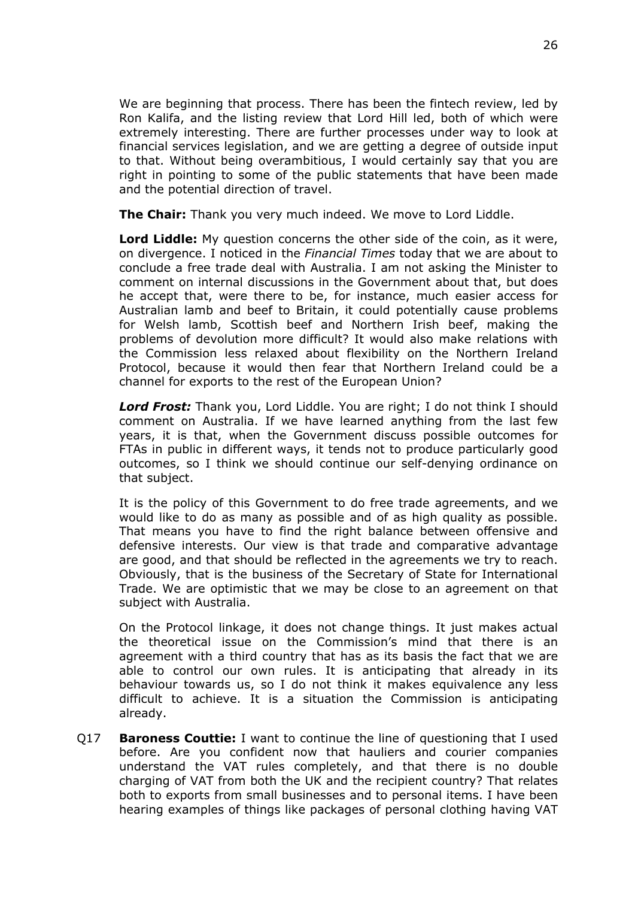We are beginning that process. There has been the fintech review, led by Ron Kalifa, and the listing review that Lord Hill led, both of which were extremely interesting. There are further processes under way to look at financial services legislation, and we are getting a degree of outside input to that. Without being overambitious, I would certainly say that you are right in pointing to some of the public statements that have been made and the potential direction of travel.

**The Chair:** Thank you very much indeed. We move to Lord Liddle.

**Lord Liddle:** My question concerns the other side of the coin, as it were, on divergence. I noticed in the *Financial Times* today that we are about to conclude a free trade deal with Australia. I am not asking the Minister to comment on internal discussions in the Government about that, but does he accept that, were there to be, for instance, much easier access for Australian lamb and beef to Britain, it could potentially cause problems for Welsh lamb, Scottish beef and Northern Irish beef, making the problems of devolution more difficult? It would also make relations with the Commission less relaxed about flexibility on the Northern Ireland Protocol, because it would then fear that Northern Ireland could be a channel for exports to the rest of the European Union?

***Lord Frost:*** Thank you, Lord Liddle. You are right; I do not think I should comment on Australia. If we have learned anything from the last few years, it is that, when the Government discuss possible outcomes for FTAs in public in different ways, it tends not to produce particularly good outcomes, so I think we should continue our self-denying ordinance on that subject.

It is the policy of this Government to do free trade agreements, and we would like to do as many as possible and of as high quality as possible. That means you have to find the right balance between offensive and defensive interests. Our view is that trade and comparative advantage are good, and that should be reflected in the agreements we try to reach. Obviously, that is the business of the Secretary of State for International Trade. We are optimistic that we may be close to an agreement on that subject with Australia.

On the Protocol linkage, it does not change things. It just makes actual the theoretical issue on the Commission's mind that there is an agreement with a third country that has as its basis the fact that we are able to control our own rules. It is anticipating that already in its behaviour towards us, so I do not think it makes equivalence any less difficult to achieve. It is a situation the Commission is anticipating already.

Q17 **Baroness Couttie:** I want to continue the line of questioning that I used before. Are you confident now that hauliers and courier companies understand the VAT rules completely, and that there is no double charging of VAT from both the UK and the recipient country? That relates both to exports from small businesses and to personal items. I have been hearing examples of things like packages of personal clothing having VAT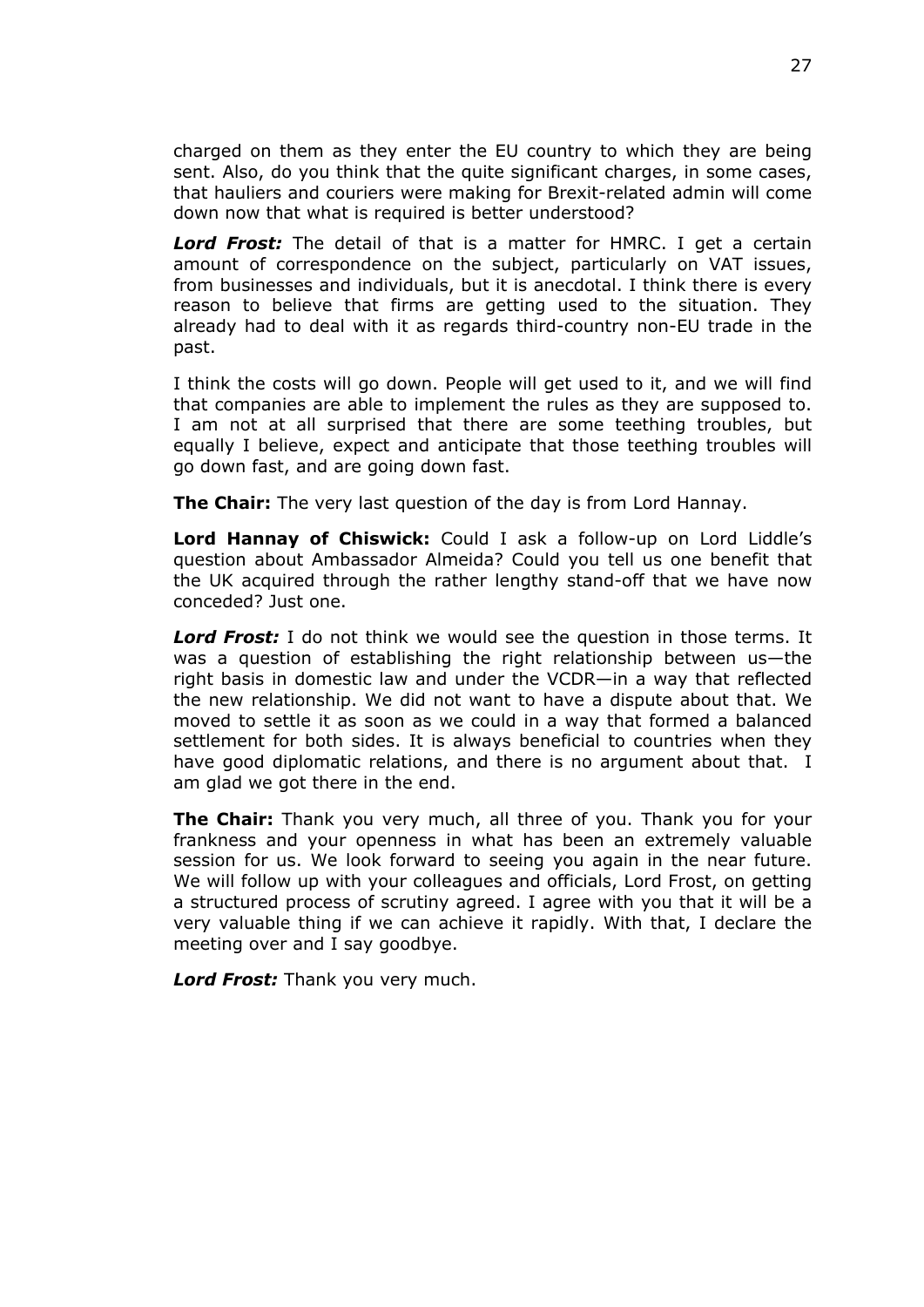charged on them as they enter the EU country to which they are being sent. Also, do you think that the quite significant charges, in some cases, that hauliers and couriers were making for Brexit-related admin will come down now that what is required is better understood?

***Lord Frost:*** The detail of that is a matter for HMRC. I get a certain amount of correspondence on the subject, particularly on VAT issues, from businesses and individuals, but it is anecdotal. I think there is every reason to believe that firms are getting used to the situation. They already had to deal with it as regards third-country non-EU trade in the past.

I think the costs will go down. People will get used to it, and we will find that companies are able to implement the rules as they are supposed to. I am not at all surprised that there are some teething troubles, but equally I believe, expect and anticipate that those teething troubles will go down fast, and are going down fast.

**The Chair:** The very last question of the day is from Lord Hannay.

**Lord Hannay of Chiswick:** Could I ask a follow-up on Lord Liddle's question about Ambassador Almeida? Could you tell us one benefit that the UK acquired through the rather lengthy stand-off that we have now conceded? Just one.

***Lord Frost:*** I do not think we would see the question in those terms. It was a question of establishing the right relationship between us—the right basis in domestic law and under the VCDR—in a way that reflected the new relationship. We did not want to have a dispute about that. We moved to settle it as soon as we could in a way that formed a balanced settlement for both sides. It is always beneficial to countries when they have good diplomatic relations, and there is no argument about that. I am glad we got there in the end.

**The Chair:** Thank you very much, all three of you. Thank you for your frankness and your openness in what has been an extremely valuable session for us. We look forward to seeing you again in the near future. We will follow up with your colleagues and officials, Lord Frost, on getting a structured process of scrutiny agreed. I agree with you that it will be a very valuable thing if we can achieve it rapidly. With that, I declare the meeting over and I say goodbye.

***Lord Frost:*** Thank you very much.